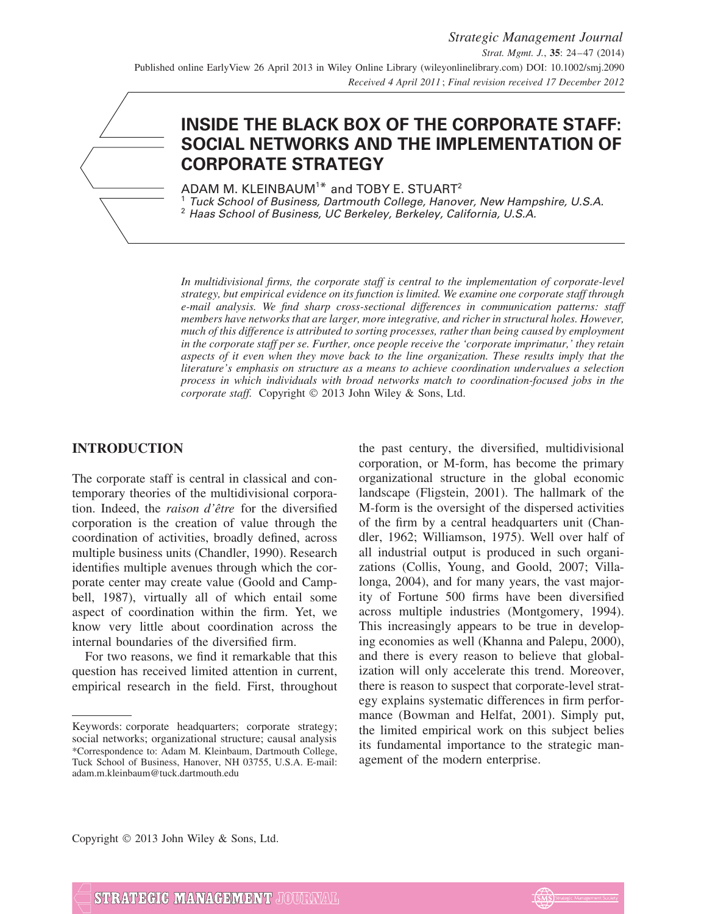# INSIDE THE BLACK BOX OF THE CORPORATE STAFF: SOCIAL NETWORKS AND THE IMPLEMENTATION OF CORPORATE STRATEGY

ADAM M. KLEINBAUM[1]* and TOBY E. STUART[2]

[1] *Tuck School of Business, Dartmouth College, Hanover, New Hampshire, U.S.A.*
[2] *Haas School of Business, UC Berkeley, Berkeley, California, U.S.A.*

*In multidivisional firms, the corporate staff is central to the implementation of corporate-level strategy, but empirical evidence on its function is limited. We examine one corporate staff through e-mail analysis. We find sharp cross-sectional differences in communication patterns: staff members have networks that are larger, more integrative, and richer in structural holes. However, much of this difference is attributed to sorting processes, rather than being caused by employment in the corporate staff per se. Further, once people receive the 'corporate imprimatur,' they retain aspects of it even when they move back to the line organization. These results imply that the literature's emphasis on structure as a means to achieve coordination undervalues a selection process in which individuals with broad networks match to coordination-focused jobs in the corporate staff.* Copyright © 2013 John Wiley & Sons, Ltd.

## INTRODUCTION

The corporate staff is central in classical and contemporary theories of the multidivisional corporation. Indeed, the *raison d'être* for the diversified corporation is the creation of value through the coordination of activities, broadly defined, across multiple business units (Chandler, 1990). Research identifies multiple avenues through which the corporate center may create value (Goold and Campbell, 1987), virtually all of which entail some aspect of coordination within the firm. Yet, we know very little about coordination across the internal boundaries of the diversified firm.

For two reasons, we find it remarkable that this question has received limited attention in current, empirical research in the field. First, throughout the past century, the diversified, multidivisional corporation, or M-form, has become the primary organizational structure in the global economic landscape (Fligstein, 2001). The hallmark of the M-form is the oversight of the dispersed activities of the firm by a central headquarters unit (Chandler, 1962; Williamson, 1975). Well over half of all industrial output is produced in such organizations (Collis, Young, and Goold, 2007; Villalonga, 2004), and for many years, the vast majority of Fortune 500 firms have been diversified across multiple industries (Montgomery, 1994). This increasingly appears to be true in developing economies as well (Khanna and Palepu, 2000), and there is every reason to believe that globalization will only accelerate this trend. Moreover, there is reason to suspect that corporate-level strategy explains systematic differences in firm performance (Bowman and Helfat, 2001). Simply put, the limited empirical work on this subject belies its fundamental importance to the strategic management of the modern enterprise.

---

Keywords: corporate headquarters; corporate strategy; social networks; organizational structure; causal analysis

*Correspondence to: Adam M. Kleinbaum, Dartmouth College, Tuck School of Business, Hanover, NH 03755, U.S.A. E-mail: adam.m.kleinbaum@tuck.dartmouth.edu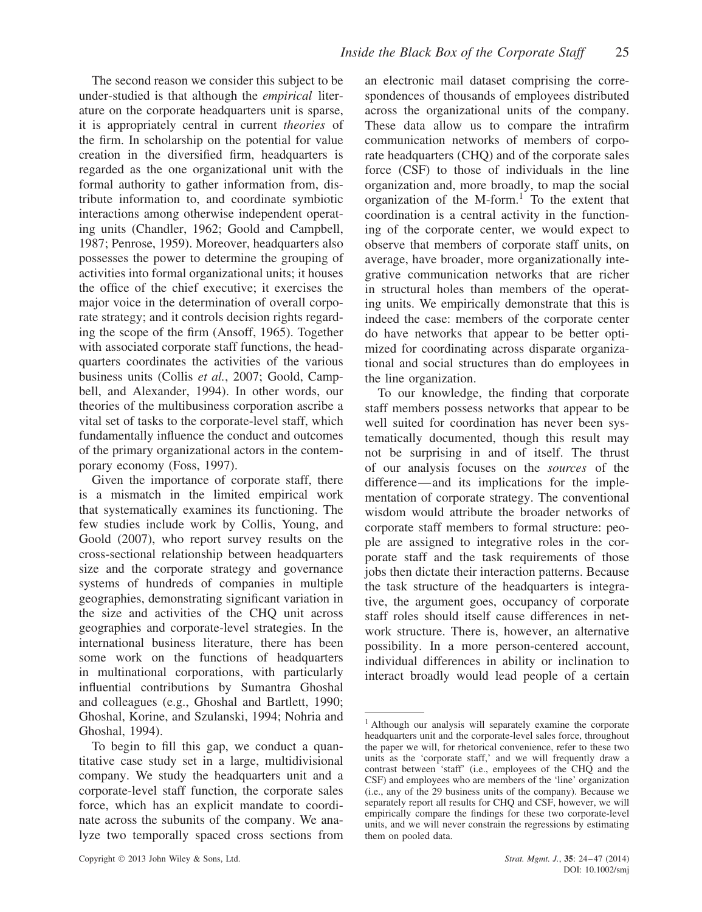The second reason we consider this subject to be under-studied is that although the *empirical* literature on the corporate headquarters unit is sparse, it is appropriately central in current *theories* of the firm. In scholarship on the potential for value creation in the diversified firm, headquarters is regarded as the one organizational unit with the formal authority to gather information from, distribute information to, and coordinate symbiotic interactions among otherwise independent operating units (Chandler, 1962; Goold and Campbell, 1987; Penrose, 1959). Moreover, headquarters also possesses the power to determine the grouping of activities into formal organizational units; it houses the office of the chief executive; it exercises the major voice in the determination of overall corporate strategy; and it controls decision rights regarding the scope of the firm (Ansoff, 1965). Together with associated corporate staff functions, the headquarters coordinates the activities of the various business units (Collis *et al.*, 2007; Goold, Campbell, and Alexander, 1994). In other words, our theories of the multibusiness corporation ascribe a vital set of tasks to the corporate-level staff, which fundamentally influence the conduct and outcomes of the primary organizational actors in the contemporary economy (Foss, 1997).

Given the importance of corporate staff, there is a mismatch in the limited empirical work that systematically examines its functioning. The few studies include work by Collis, Young, and Goold (2007), who report survey results on the cross-sectional relationship between headquarters size and the corporate strategy and governance systems of hundreds of companies in multiple geographies, demonstrating significant variation in the size and activities of the CHQ unit across geographies and corporate-level strategies. In the international business literature, there has been some work on the functions of headquarters in multinational corporations, with particularly influential contributions by Sumantra Ghoshal and colleagues (e.g., Ghoshal and Bartlett, 1990; Ghoshal, Korine, and Szulanski, 1994; Nohria and Ghoshal, 1994).

To begin to fill this gap, we conduct a quantitative case study set in a large, multidivisional company. We study the headquarters unit and a corporate-level staff function, the corporate sales force, which has an explicit mandate to coordinate across the subunits of the company. We analyze two temporally spaced cross sections from an electronic mail dataset comprising the correspondences of thousands of employees distributed across the organizational units of the company. These data allow us to compare the intrafirm communication networks of members of corporate headquarters (CHQ) and of the corporate sales force (CSF) to those of individuals in the line organization and, more broadly, to map the social organization of the M-form.[1] To the extent that coordination is a central activity in the functioning of the corporate center, we would expect to observe that members of corporate staff units, on average, have broader, more organizationally integrative communication networks that are richer in structural holes than members of the operating units. We empirically demonstrate that this is indeed the case: members of the corporate center do have networks that appear to be better optimized for coordinating across disparate organizational and social structures than do employees in the line organization.

To our knowledge, the finding that corporate staff members possess networks that appear to be well suited for coordination has never been systematically documented, though this result may not be surprising in and of itself. The thrust of our analysis focuses on the *sources* of the difference—and its implications for the implementation of corporate strategy. The conventional wisdom would attribute the broader networks of corporate staff members to formal structure: people are assigned to integrative roles in the corporate staff and the task requirements of those jobs then dictate their interaction patterns. Because the task structure of the headquarters is integrative, the argument goes, occupancy of corporate staff roles should itself cause differences in network structure. There is, however, an alternative possibility. In a more person-centered account, individual differences in ability or inclination to interact broadly would lead people of a certain

[1] Although our analysis will separately examine the corporate headquarters unit and the corporate-level sales force, throughout the paper we will, for rhetorical convenience, refer to these two units as the 'corporate staff,' and we will frequently draw a contrast between 'staff' (i.e., employees of the CHQ and the CSF) and employees who are members of the 'line' organization (i.e., any of the 29 business units of the company). Because we separately report all results for CHQ and CSF, however, we will empirically compare the findings for these two corporate-level units, and we will never constrain the regressions by estimating them on pooled data.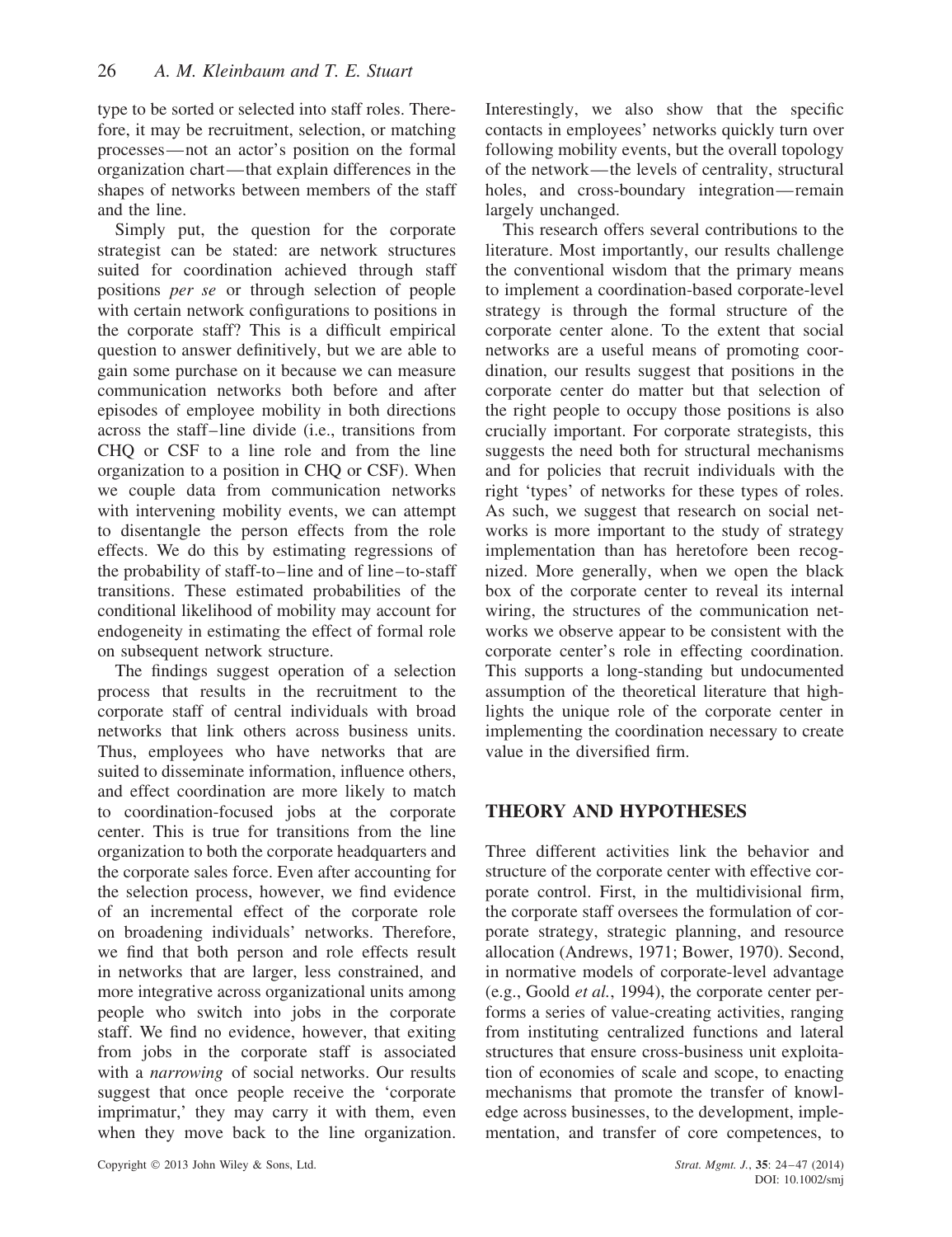type to be sorted or selected into staff roles. Therefore, it may be recruitment, selection, or matching processes—not an actor's position on the formal organization chart—that explain differences in the shapes of networks between members of the staff and the line.

Simply put, the question for the corporate strategist can be stated: are network structures suited for coordination achieved through staff positions *per se* or through selection of people with certain network configurations to positions in the corporate staff? This is a difficult empirical question to answer definitively, but we are able to gain some purchase on it because we can measure communication networks both before and after episodes of employee mobility in both directions across the staff–line divide (i.e., transitions from CHQ or CSF to a line role and from the line organization to a position in CHQ or CSF). When we couple data from communication networks with intervening mobility events, we can attempt to disentangle the person effects from the role effects. We do this by estimating regressions of the probability of staff-to–line and of line–to-staff transitions. These estimated probabilities of the conditional likelihood of mobility may account for endogeneity in estimating the effect of formal role on subsequent network structure.

The findings suggest operation of a selection process that results in the recruitment to the corporate staff of central individuals with broad networks that link others across business units. Thus, employees who have networks that are suited to disseminate information, influence others, and effect coordination are more likely to match to coordination-focused jobs at the corporate center. This is true for transitions from the line organization to both the corporate headquarters and the corporate sales force. Even after accounting for the selection process, however, we find evidence of an incremental effect of the corporate role on broadening individuals' networks. Therefore, we find that both person and role effects result in networks that are larger, less constrained, and more integrative across organizational units among people who switch into jobs in the corporate staff. We find no evidence, however, that exiting from jobs in the corporate staff is associated with a *narrowing* of social networks. Our results suggest that once people receive the 'corporate imprimatur,' they may carry it with them, even when they move back to the line organization. Interestingly, we also show that the specific contacts in employees' networks quickly turn over following mobility events, but the overall topology of the network—the levels of centrality, structural holes, and cross-boundary integration—remain largely unchanged.

This research offers several contributions to the literature. Most importantly, our results challenge the conventional wisdom that the primary means to implement a coordination-based corporate-level strategy is through the formal structure of the corporate center alone. To the extent that social networks are a useful means of promoting coordination, our results suggest that positions in the corporate center do matter but that selection of the right people to occupy those positions is also crucially important. For corporate strategists, this suggests the need both for structural mechanisms and for policies that recruit individuals with the right 'types' of networks for these types of roles. As such, we suggest that research on social networks is more important to the study of strategy implementation than has heretofore been recognized. More generally, when we open the black box of the corporate center to reveal its internal wiring, the structures of the communication networks we observe appear to be consistent with the corporate center's role in effecting coordination. This supports a long-standing but undocumented assumption of the theoretical literature that highlights the unique role of the corporate center in implementing the coordination necessary to create value in the diversified firm.

## THEORY AND HYPOTHESES

Three different activities link the behavior and structure of the corporate center with effective corporate control. First, in the multidivisional firm, the corporate staff oversees the formulation of corporate strategy, strategic planning, and resource allocation (Andrews, 1971; Bower, 1970). Second, in normative models of corporate-level advantage (e.g., Goold *et al.*, 1994), the corporate center performs a series of value-creating activities, ranging from instituting centralized functions and lateral structures that ensure cross-business unit exploitation of economies of scale and scope, to enacting mechanisms that promote the transfer of knowledge across businesses, to the development, implementation, and transfer of core competences, to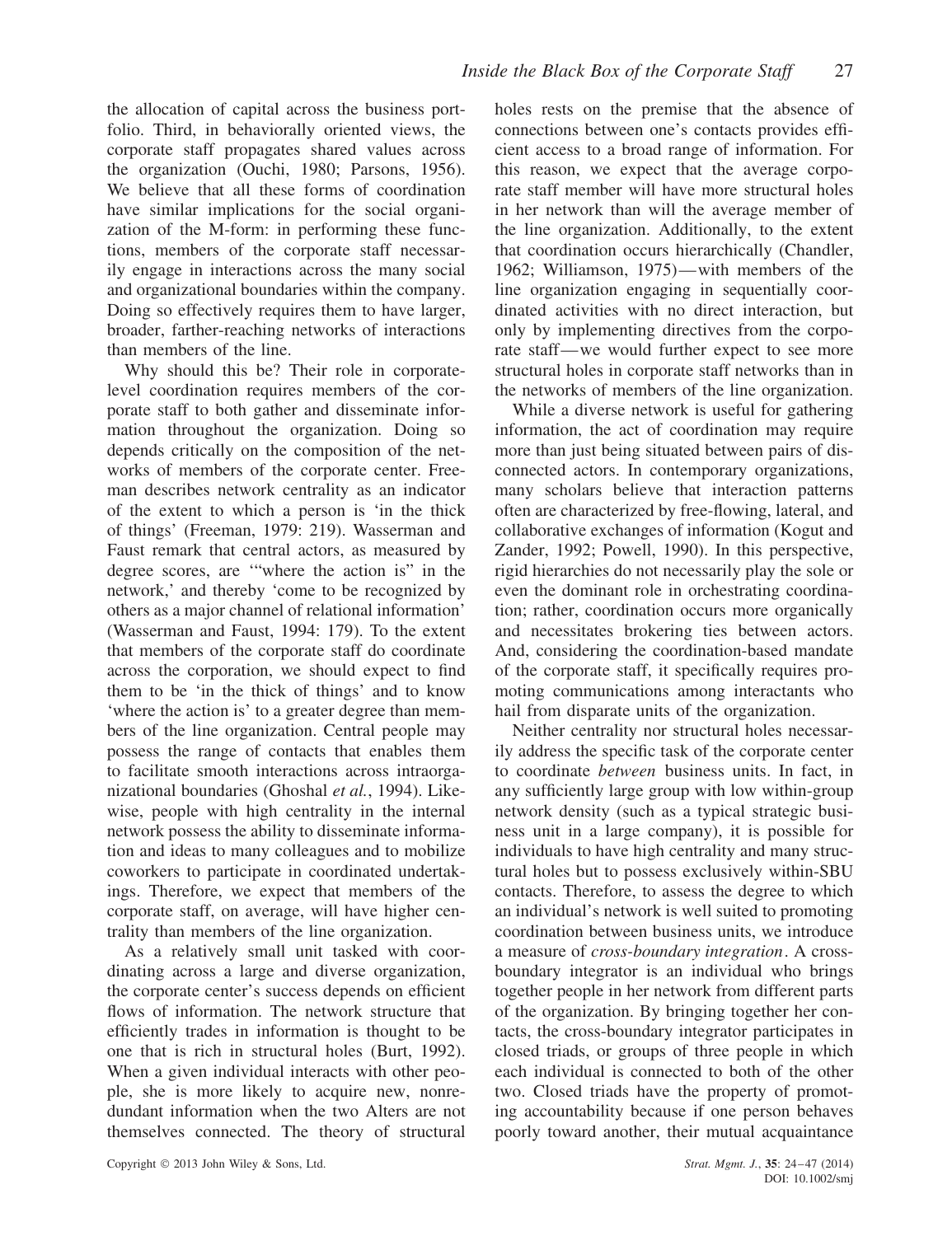the allocation of capital across the business portfolio. Third, in behaviorally oriented views, the corporate staff propagates shared values across the organization (Ouchi, 1980; Parsons, 1956). We believe that all these forms of coordination have similar implications for the social organization of the M-form: in performing these functions, members of the corporate staff necessarily engage in interactions across the many social and organizational boundaries within the company. Doing so effectively requires them to have larger, broader, farther-reaching networks of interactions than members of the line.

Why should this be? Their role in corporate-level coordination requires members of the corporate staff to both gather and disseminate information throughout the organization. Doing so depends critically on the composition of the networks of members of the corporate center. Freeman describes network centrality as an indicator of the extent to which a person is 'in the thick of things' (Freeman, 1979: 219). Wasserman and Faust remark that central actors, as measured by degree scores, are '"where the action is" in the network,' and thereby 'come to be recognized by others as a major channel of relational information' (Wasserman and Faust, 1994: 179). To the extent that members of the corporate staff do coordinate across the corporation, we should expect to find them to be 'in the thick of things' and to know 'where the action is' to a greater degree than members of the line organization. Central people may possess the range of contacts that enables them to facilitate smooth interactions across intraorganizational boundaries (Ghoshal *et al.*, 1994). Likewise, people with high centrality in the internal network possess the ability to disseminate information and ideas to many colleagues and to mobilize coworkers to participate in coordinated undertakings. Therefore, we expect that members of the corporate staff, on average, will have higher centrality than members of the line organization.

As a relatively small unit tasked with coordinating across a large and diverse organization, the corporate center's success depends on efficient flows of information. The network structure that efficiently trades in information is thought to be one that is rich in structural holes (Burt, 1992). When a given individual interacts with other people, she is more likely to acquire new, nonredundant information when the two Alters are not themselves connected. The theory of structural holes rests on the premise that the absence of connections between one's contacts provides efficient access to a broad range of information. For this reason, we expect that the average corporate staff member will have more structural holes in her network than will the average member of the line organization. Additionally, to the extent that coordination occurs hierarchically (Chandler, 1962; Williamson, 1975)—with members of the line organization engaging in sequentially coordinated activities with no direct interaction, but only by implementing directives from the corporate staff—we would further expect to see more structural holes in corporate staff networks than in the networks of members of the line organization.

While a diverse network is useful for gathering information, the act of coordination may require more than just being situated between pairs of disconnected actors. In contemporary organizations, many scholars believe that interaction patterns often are characterized by free-flowing, lateral, and collaborative exchanges of information (Kogut and Zander, 1992; Powell, 1990). In this perspective, rigid hierarchies do not necessarily play the sole or even the dominant role in orchestrating coordination; rather, coordination occurs more organically and necessitates brokering ties between actors. And, considering the coordination-based mandate of the corporate staff, it specifically requires promoting communications among interactants who hail from disparate units of the organization.

Neither centrality nor structural holes necessarily address the specific task of the corporate center to coordinate *between* business units. In fact, in any sufficiently large group with low within-group network density (such as a typical strategic business unit in a large company), it is possible for individuals to have high centrality and many structural holes but to possess exclusively within-SBU contacts. Therefore, to assess the degree to which an individual's network is well suited to promoting coordination between business units, we introduce a measure of *cross-boundary integration*. A cross-boundary integrator is an individual who brings together people in her network from different parts of the organization. By bringing together her contacts, the cross-boundary integrator participates in closed triads, or groups of three people in which each individual is connected to both of the other two. Closed triads have the property of promoting accountability because if one person behaves poorly toward another, their mutual acquaintance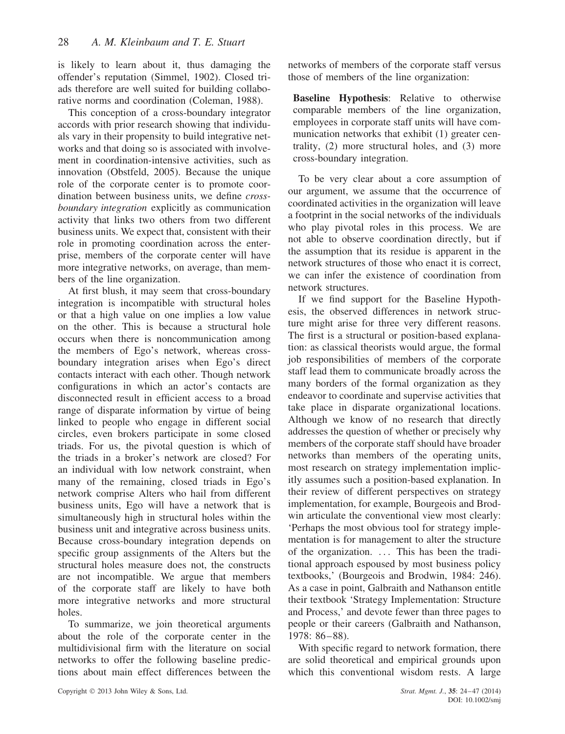is likely to learn about it, thus damaging the offender's reputation (Simmel, 1902). Closed triads therefore are well suited for building collaborative norms and coordination (Coleman, 1988).

This conception of a cross-boundary integrator accords with prior research showing that individuals vary in their propensity to build integrative networks and that doing so is associated with involvement in coordination-intensive activities, such as innovation (Obstfeld, 2005). Because the unique role of the corporate center is to promote coordination between business units, we define *cross-boundary integration* explicitly as communication activity that links two others from two different business units. We expect that, consistent with their role in promoting coordination across the enterprise, members of the corporate center will have more integrative networks, on average, than members of the line organization.

At first blush, it may seem that cross-boundary integration is incompatible with structural holes or that a high value on one implies a low value on the other. This is because a structural hole occurs when there is noncommunication among the members of Ego's network, whereas cross-boundary integration arises when Ego's direct contacts interact with each other. Though network configurations in which an actor's contacts are disconnected result in efficient access to a broad range of disparate information by virtue of being linked to people who engage in different social circles, even brokers participate in some closed triads. For us, the pivotal question is which of the triads in a broker's network are closed? For an individual with low network constraint, when many of the remaining, closed triads in Ego's network comprise Alters who hail from different business units, Ego will have a network that is simultaneously high in structural holes within the business unit and integrative across business units. Because cross-boundary integration depends on specific group assignments of the Alters but the structural holes measure does not, the constructs are not incompatible. We argue that members of the corporate staff are likely to have both more integrative networks and more structural holes.

To summarize, we join theoretical arguments about the role of the corporate center in the multidivisional firm with the literature on social networks to offer the following baseline predictions about main effect differences between the networks of members of the corporate staff versus those of members of the line organization:

**Baseline Hypothesis**: Relative to otherwise comparable members of the line organization, employees in corporate staff units will have communication networks that exhibit (1) greater centrality, (2) more structural holes, and (3) more cross-boundary integration.

To be very clear about a core assumption of our argument, we assume that the occurrence of coordinated activities in the organization will leave a footprint in the social networks of the individuals who play pivotal roles in this process. We are not able to observe coordination directly, but if the assumption that its residue is apparent in the network structures of those who enact it is correct, we can infer the existence of coordination from network structures.

If we find support for the Baseline Hypothesis, the observed differences in network structure might arise for three very different reasons. The first is a structural or position-based explanation: as classical theorists would argue, the formal job responsibilities of members of the corporate staff lead them to communicate broadly across the many borders of the formal organization as they endeavor to coordinate and supervise activities that take place in disparate organizational locations. Although we know of no research that directly addresses the question of whether or precisely why members of the corporate staff should have broader networks than members of the operating units, most research on strategy implementation implicitly assumes such a position-based explanation. In their review of different perspectives on strategy implementation, for example, Bourgeois and Brodwin articulate the conventional view most clearly: 'Perhaps the most obvious tool for strategy implementation is for management to alter the structure of the organization. ... This has been the traditional approach espoused by most business policy textbooks,' (Bourgeois and Brodwin, 1984: 246). As a case in point, Galbraith and Nathanson entitle their textbook 'Strategy Implementation: Structure and Process,' and devote fewer than three pages to people or their careers (Galbraith and Nathanson, 1978: 86–88).

With specific regard to network formation, there are solid theoretical and empirical grounds upon which this conventional wisdom rests. A large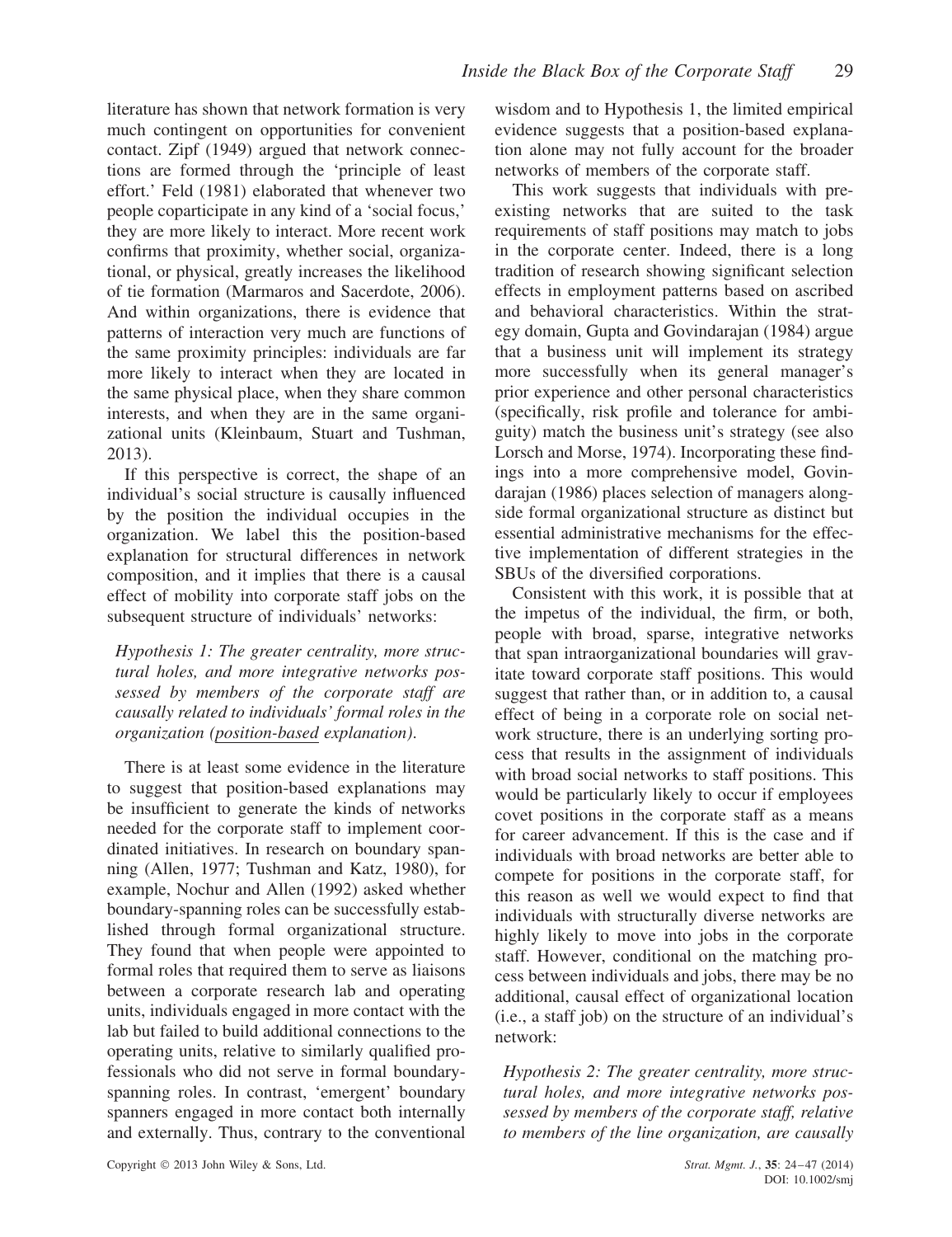literature has shown that network formation is very much contingent on opportunities for convenient contact. Zipf (1949) argued that network connections are formed through the 'principle of least effort.' Feld (1981) elaborated that whenever two people coparticipate in any kind of a 'social focus,' they are more likely to interact. More recent work confirms that proximity, whether social, organizational, or physical, greatly increases the likelihood of tie formation (Marmaros and Sacerdote, 2006). And within organizations, there is evidence that patterns of interaction very much are functions of the same proximity principles: individuals are far more likely to interact when they are located in the same physical place, when they share common interests, and when they are in the same organizational units (Kleinbaum, Stuart and Tushman, 2013).

If this perspective is correct, the shape of an individual's social structure is causally influenced by the position the individual occupies in the organization. We label this the position-based explanation for structural differences in network composition, and it implies that there is a causal effect of mobility into corporate staff jobs on the subsequent structure of individuals' networks:

*Hypothesis 1: The greater centrality, more structural holes, and more integrative networks possessed by members of the corporate staff are causally related to individuals' formal roles in the organization (<u>position-based</u> explanation).*

There is at least some evidence in the literature to suggest that position-based explanations may be insufficient to generate the kinds of networks needed for the corporate staff to implement coordinated initiatives. In research on boundary spanning (Allen, 1977; Tushman and Katz, 1980), for example, Nochur and Allen (1992) asked whether boundary-spanning roles can be successfully established through formal organizational structure. They found that when people were appointed to formal roles that required them to serve as liaisons between a corporate research lab and operating units, individuals engaged in more contact with the lab but failed to build additional connections to the operating units, relative to similarly qualified professionals who did not serve in formal boundary-spanning roles. In contrast, 'emergent' boundary spanners engaged in more contact both internally and externally. Thus, contrary to the conventional wisdom and to Hypothesis 1, the limited empirical evidence suggests that a position-based explanation alone may not fully account for the broader networks of members of the corporate staff.

This work suggests that individuals with preexisting networks that are suited to the task requirements of staff positions may match to jobs in the corporate center. Indeed, there is a long tradition of research showing significant selection effects in employment patterns based on ascribed and behavioral characteristics. Within the strategy domain, Gupta and Govindarajan (1984) argue that a business unit will implement its strategy more successfully when its general manager's prior experience and other personal characteristics (specifically, risk profile and tolerance for ambiguity) match the business unit's strategy (see also Lorsch and Morse, 1974). Incorporating these findings into a more comprehensive model, Govindarajan (1986) places selection of managers alongside formal organizational structure as distinct but essential administrative mechanisms for the effective implementation of different strategies in the SBUs of the diversified corporations.

Consistent with this work, it is possible that at the impetus of the individual, the firm, or both, people with broad, sparse, integrative networks that span intraorganizational boundaries will gravitate toward corporate staff positions. This would suggest that rather than, or in addition to, a causal effect of being in a corporate role on social network structure, there is an underlying sorting process that results in the assignment of individuals with broad social networks to staff positions. This would be particularly likely to occur if employees covet positions in the corporate staff as a means for career advancement. If this is the case and if individuals with broad networks are better able to compete for positions in the corporate staff, for this reason as well we would expect to find that individuals with structurally diverse networks are highly likely to move into jobs in the corporate staff. However, conditional on the matching process between individuals and jobs, there may be no additional, causal effect of organizational location (i.e., a staff job) on the structure of an individual's network:

*Hypothesis 2: The greater centrality, more structural holes, and more integrative networks possessed by members of the corporate staff, relative to members of the line organization, are causally*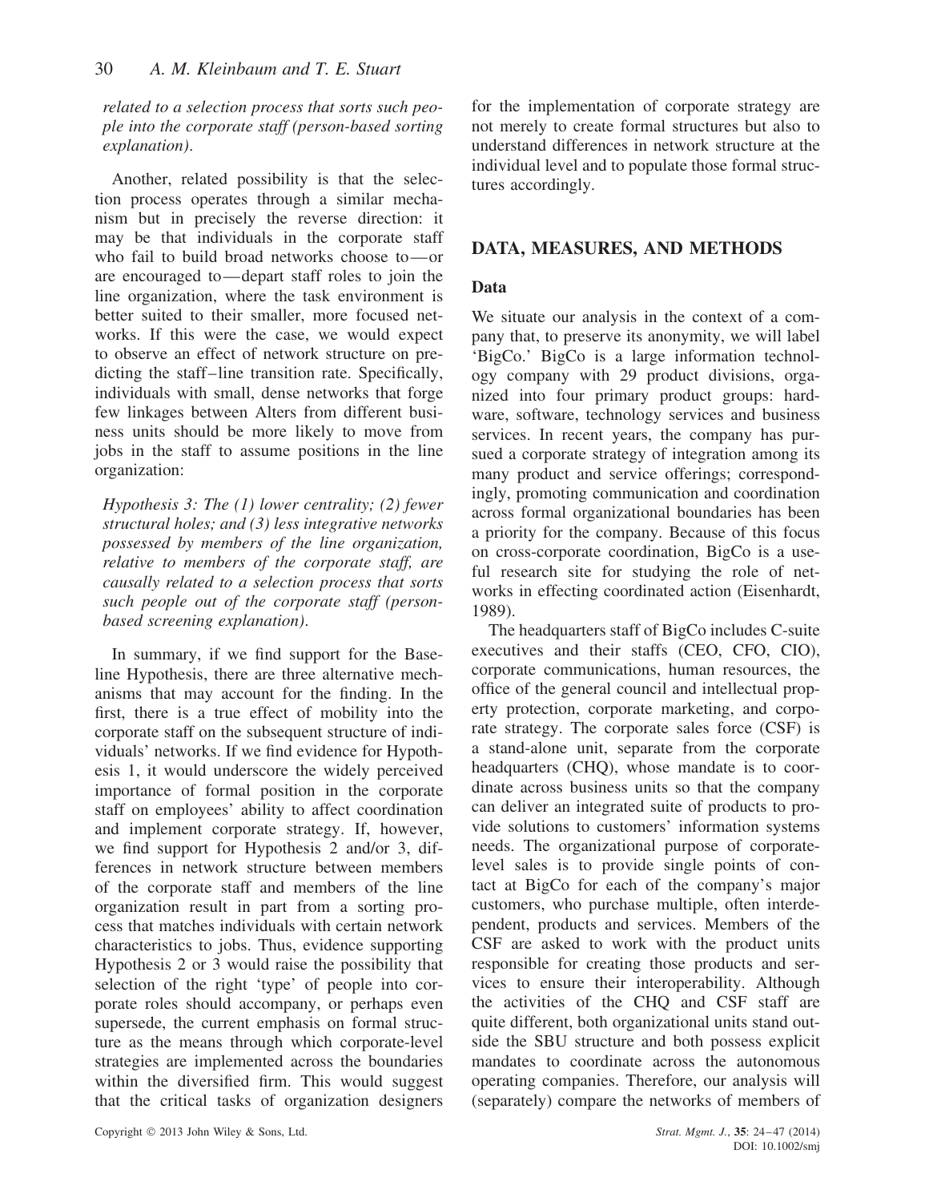*related to a selection process that sorts such people into the corporate staff (person-based sorting explanation).*

Another, related possibility is that the selection process operates through a similar mechanism but in precisely the reverse direction: it may be that individuals in the corporate staff who fail to build broad networks choose to—or are encouraged to—depart staff roles to join the line organization, where the task environment is better suited to their smaller, more focused networks. If this were the case, we would expect to observe an effect of network structure on predicting the staff–line transition rate. Specifically, individuals with small, dense networks that forge few linkages between Alters from different business units should be more likely to move from jobs in the staff to assume positions in the line organization:

*Hypothesis 3: The (1) lower centrality; (2) fewer structural holes; and (3) less integrative networks possessed by members of the line organization, relative to members of the corporate staff, are causally related to a selection process that sorts such people out of the corporate staff (person-based screening explanation).*

In summary, if we find support for the Baseline Hypothesis, there are three alternative mechanisms that may account for the finding. In the first, there is a true effect of mobility into the corporate staff on the subsequent structure of individuals' networks. If we find evidence for Hypothesis 1, it would underscore the widely perceived importance of formal position in the corporate staff on employees' ability to affect coordination and implement corporate strategy. If, however, we find support for Hypothesis 2 and/or 3, differences in network structure between members of the corporate staff and members of the line organization result in part from a sorting process that matches individuals with certain network characteristics to jobs. Thus, evidence supporting Hypothesis 2 or 3 would raise the possibility that selection of the right 'type' of people into corporate roles should accompany, or perhaps even supersede, the current emphasis on formal structure as the means through which corporate-level strategies are implemented across the boundaries within the diversified firm. This would suggest that the critical tasks of organization designers for the implementation of corporate strategy are not merely to create formal structures but also to understand differences in network structure at the individual level and to populate those formal structures accordingly.

## DATA, MEASURES, AND METHODS

### Data

We situate our analysis in the context of a company that, to preserve its anonymity, we will label 'BigCo.' BigCo is a large information technology company with 29 product divisions, organized into four primary product groups: hardware, software, technology services and business services. In recent years, the company has pursued a corporate strategy of integration among its many product and service offerings; correspondingly, promoting communication and coordination across formal organizational boundaries has been a priority for the company. Because of this focus on cross-corporate coordination, BigCo is a useful research site for studying the role of networks in effecting coordinated action (Eisenhardt, 1989).

The headquarters staff of BigCo includes C-suite executives and their staffs (CEO, CFO, CIO), corporate communications, human resources, the office of the general council and intellectual property protection, corporate marketing, and corporate strategy. The corporate sales force (CSF) is a stand-alone unit, separate from the corporate headquarters (CHQ), whose mandate is to coordinate across business units so that the company can deliver an integrated suite of products to provide solutions to customers' information systems needs. The organizational purpose of corporate-level sales is to provide single points of contact at BigCo for each of the company's major customers, who purchase multiple, often interdependent, products and services. Members of the CSF are asked to work with the product units responsible for creating those products and services to ensure their interoperability. Although the activities of the CHQ and CSF staff are quite different, both organizational units stand outside the SBU structure and both possess explicit mandates to coordinate across the autonomous operating companies. Therefore, our analysis will (separately) compare the networks of members of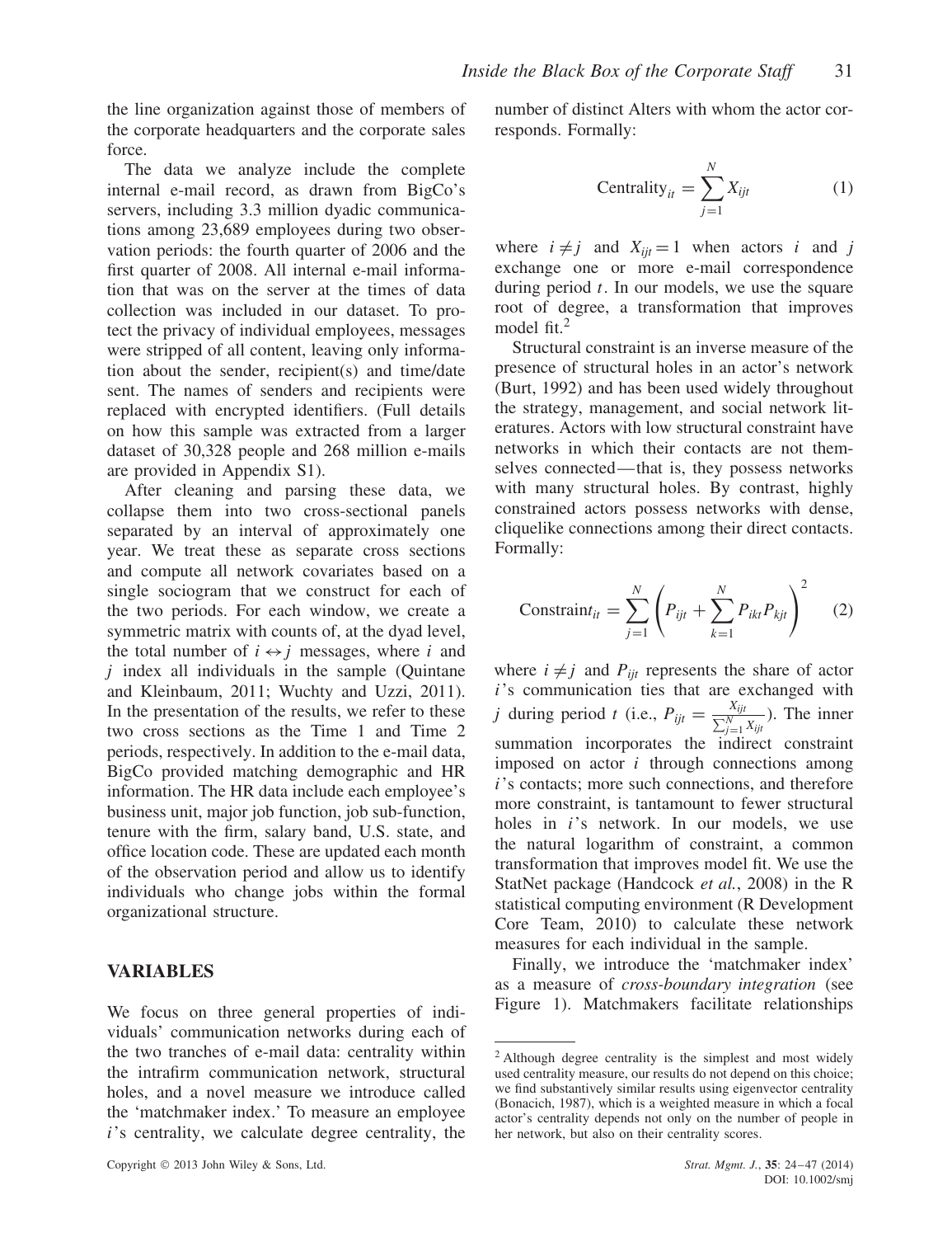the line organization against those of members of the corporate headquarters and the corporate sales force.

The data we analyze include the complete internal e-mail record, as drawn from BigCo's servers, including 3.3 million dyadic communications among 23,689 employees during two observation periods: the fourth quarter of 2006 and the first quarter of 2008. All internal e-mail information that was on the server at the times of data collection was included in our dataset. To protect the privacy of individual employees, messages were stripped of all content, leaving only information about the sender, recipient(s) and time/date sent. The names of senders and recipients were replaced with encrypted identifiers. (Full details on how this sample was extracted from a larger dataset of 30,328 people and 268 million e-mails are provided in Appendix S1).

After cleaning and parsing these data, we collapse them into two cross-sectional panels separated by an interval of approximately one year. We treat these as separate cross sections and compute all network covariates based on a single sociogram that we construct for each of the two periods. For each window, we create a symmetric matrix with counts of, at the dyad level, the total number of $i \leftrightarrow j$ messages, where $i$ and $j$ index all individuals in the sample (Quintane and Kleinbaum, 2011; Wuchty and Uzzi, 2011). In the presentation of the results, we refer to these two cross sections as the Time 1 and Time 2 periods, respectively. In addition to the e-mail data, BigCo provided matching demographic and HR information. The HR data include each employee's business unit, major job function, job sub-function, tenure with the firm, salary band, U.S. state, and office location code. These are updated each month of the observation period and allow us to identify individuals who change jobs within the formal organizational structure.

## VARIABLES

We focus on three general properties of individuals' communication networks during each of the two tranches of e-mail data: centrality within the intrafirm communication network, structural holes, and a novel measure we introduce called the 'matchmaker index.' To measure an employee $i$'s centrality, we calculate degree centrality, the number of distinct Alters with whom the actor corresponds. Formally:

$$\text{Centrality}_{it} = \sum_{j=1}^{N} X_{ijt} \tag{1}$$

where $i \neq j$ and $X_{ijt} = 1$ when actors $i$ and $j$ exchange one or more e-mail correspondence during period $t$. In our models, we use the square root of degree, a transformation that improves model fit.[2]

Structural constraint is an inverse measure of the presence of structural holes in an actor's network (Burt, 1992) and has been used widely throughout the strategy, management, and social network literatures. Actors with low structural constraint have networks in which their contacts are not themselves connected—that is, they possess networks with many structural holes. By contrast, highly constrained actors possess networks with dense, cliquelike connections among their direct contacts. Formally:

$$\text{Constraint}_{it} = \sum_{j=1}^{N} \left( P_{ijt} + \sum_{k=1}^{N} P_{ikt} P_{kjt} \right)^2 \tag{2}$$

where $i \neq j$ and $P_{ijt}$ represents the share of actor $i$'s communication ties that are exchanged with $j$ during period $t$ (i.e., $P_{ijt} = \frac{X_{ijt}}{\sum_{j=1}^{N} X_{ijt}}$). The inner summation incorporates the indirect constraint imposed on actor $i$ through connections among $i$'s contacts; more such connections, and therefore more constraint, is tantamount to fewer structural holes in $i$'s network. In our models, we use the natural logarithm of constraint, a common transformation that improves model fit. We use the StatNet package (Handcock *et al.*, 2008) in the R statistical computing environment (R Development Core Team, 2010) to calculate these network measures for each individual in the sample.

Finally, we introduce the 'matchmaker index' as a measure of *cross-boundary integration* (see Figure 1). Matchmakers facilitate relationships

---

[2] Although degree centrality is the simplest and most widely used centrality measure, our results do not depend on this choice; we find substantively similar results using eigenvector centrality (Bonacich, 1987), which is a weighted measure in which a focal actor's centrality depends not only on the number of people in her network, but also on their centrality scores.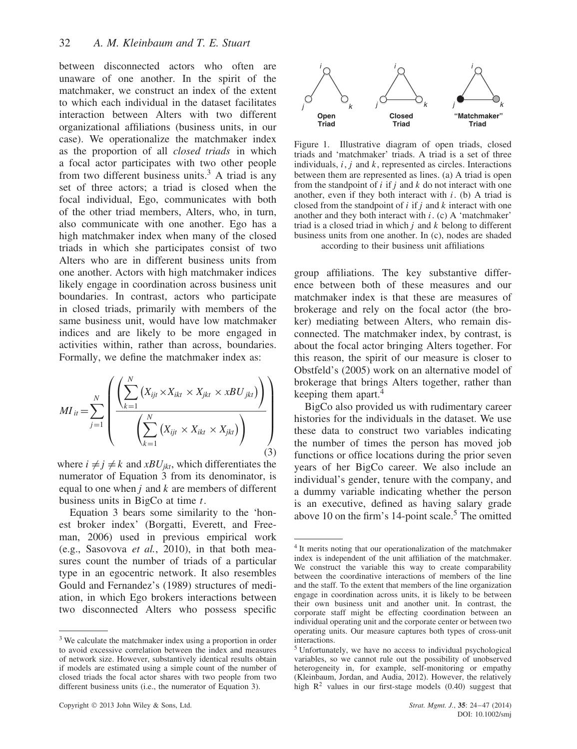between disconnected actors who often are unaware of one another. In the spirit of the matchmaker, we construct an index of the extent to which each individual in the dataset facilitates interaction between Alters with two different organizational affiliations (business units, in our case). We operationalize the matchmaker index as the proportion of all *closed triads* in which a focal actor participates with two other people from two different business units.[3] A triad is any set of three actors; a triad is closed when the focal individual, Ego, communicates with both of the other triad members, Alters, who, in turn, also communicate with one another. Ego has a high matchmaker index when many of the closed triads in which she participates consist of two Alters who are in different business units from one another. Actors with high matchmaker indices likely engage in coordination across business unit boundaries. In contrast, actors who participate in closed triads, primarily with members of the same business unit, would have low matchmaker indices and are likely to be more engaged in activities within, rather than across, boundaries. Formally, we define the matchmaker index as:

$$MI_{it} = \sum_{j=1}^{N} \left( \frac{\left( \sum_{k=1}^{N} \left( X_{ijt} \times X_{ikt} \times X_{jkt} \times xBU_{jkt} \right) \right)}{\left( \sum_{k=1}^{N} \left( X_{ijt} \times X_{ikt} \times X_{jkt} \right) \right)} \right) \quad (3)$$

where $i \neq j \neq k$ and $xBU_{jkt}$, which differentiates the numerator of Equation 3 from its denominator, is equal to one when $j$ and $k$ are members of different business units in BigCo at time $t$.

Equation 3 bears some similarity to the 'honest broker index' (Borgatti, Everett, and Freeman, 2006) used in previous empirical work (e.g., Sasovova *et al.*, 2010), in that both measures count the number of triads of a particular type in an egocentric network. It also resembles Gould and Fernandez's (1989) structures of mediation, in which Ego brokers interactions between two disconnected Alters who possess specific group affiliations. The key substantive difference between both of these measures and our matchmaker index is that these are measures of brokerage and rely on the focal actor (the broker) mediating between Alters, who remain disconnected. The matchmaker index, by contrast, is about the focal actor bringing Alters together. For this reason, the spirit of our measure is closer to Obstfeld's (2005) work on an alternative model of brokerage that brings Alters together, rather than keeping them apart.[4]

Figure 1. Illustrative diagram of open triads, closed triads and 'matchmaker' triads. A triad is a set of three individuals, $i$, $j$ and $k$, represented as circles. Interactions between them are represented as lines. (a) A triad is open from the standpoint of $i$ if $j$ and $k$ do not interact with one another, even if they both interact with $i$. (b) A triad is closed from the standpoint of $i$ if $j$ and $k$ interact with one another and they both interact with $i$. (c) A 'matchmaker' triad is a closed triad in which $j$ and $k$ belong to different business units from one another. In (c), nodes are shaded according to their business unit affiliations

BigCo also provided us with rudimentary career histories for the individuals in the dataset. We use these data to construct two variables indicating the number of times the person has moved job functions or office locations during the prior seven years of her BigCo career. We also include an individual's gender, tenure with the company, and a dummy variable indicating whether the person is an executive, defined as having salary grade above 10 on the firm's 14-point scale.[5] The omitted

[3] We calculate the matchmaker index using a proportion in order to avoid excessive correlation between the index and measures of network size. However, substantively identical results obtain if models are estimated using a simple count of the number of closed triads the focal actor shares with two people from two different business units (i.e., the numerator of Equation 3).

[4] It merits noting that our operationalization of the matchmaker index is independent of the unit affiliation of the matchmaker. We construct the variable this way to create comparability between the coordinative interactions of members of the line and the staff. To the extent that members of the line organization engage in coordination across units, it is likely to be between their own business unit and another unit. In contrast, the corporate staff might be effecting coordination between an individual operating unit and the corporate center or between two operating units. Our measure captures both types of cross-unit interactions.

[5] Unfortunately, we have no access to individual psychological variables, so we cannot rule out the possibility of unobserved heterogeneity in, for example, self-monitoring or empathy (Kleinbaum, Jordan, and Audia, 2012). However, the relatively high $R^2$ values in our first-stage models (0.40) suggest that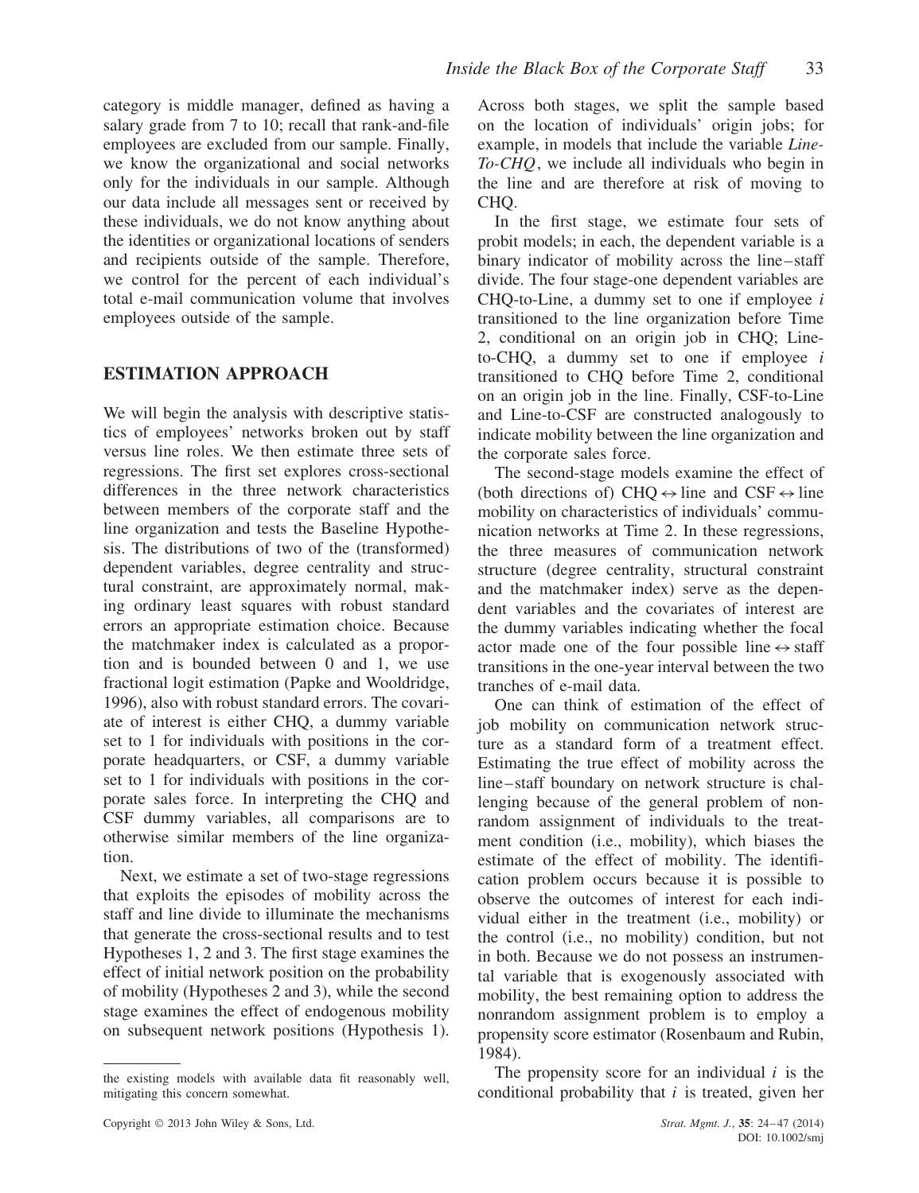category is middle manager, defined as having a salary grade from 7 to 10; recall that rank-and-file employees are excluded from our sample. Finally, we know the organizational and social networks only for the individuals in our sample. Although our data include all messages sent or received by these individuals, we do not know anything about the identities or organizational locations of senders and recipients outside of the sample. Therefore, we control for the percent of each individual's total e-mail communication volume that involves employees outside of the sample.

## ESTIMATION APPROACH

We will begin the analysis with descriptive statistics of employees' networks broken out by staff versus line roles. We then estimate three sets of regressions. The first set explores cross-sectional differences in the three network characteristics between members of the corporate staff and the line organization and tests the Baseline Hypothesis. The distributions of two of the (transformed) dependent variables, degree centrality and structural constraint, are approximately normal, making ordinary least squares with robust standard errors an appropriate estimation choice. Because the matchmaker index is calculated as a proportion and is bounded between 0 and 1, we use fractional logit estimation (Papke and Wooldridge, 1996), also with robust standard errors. The covariate of interest is either CHQ, a dummy variable set to 1 for individuals with positions in the corporate headquarters, or CSF, a dummy variable set to 1 for individuals with positions in the corporate sales force. In interpreting the CHQ and CSF dummy variables, all comparisons are to otherwise similar members of the line organization.

Next, we estimate a set of two-stage regressions that exploits the episodes of mobility across the staff and line divide to illuminate the mechanisms that generate the cross-sectional results and to test Hypotheses 1, 2 and 3. The first stage examines the effect of initial network position on the probability of mobility (Hypotheses 2 and 3), while the second stage examines the effect of endogenous mobility on subsequent network positions (Hypothesis 1). Across both stages, we split the sample based on the location of individuals' origin jobs; for example, in models that include the variable *Line-To-CHQ*, we include all individuals who begin in the line and are therefore at risk of moving to CHQ.

In the first stage, we estimate four sets of probit models; in each, the dependent variable is a binary indicator of mobility across the line–staff divide. The four stage-one dependent variables are CHQ-to-Line, a dummy set to one if employee $i$ transitioned to the line organization before Time 2, conditional on an origin job in CHQ; Line-to-CHQ, a dummy set to one if employee $i$ transitioned to CHQ before Time 2, conditional on an origin job in the line. Finally, CSF-to-Line and Line-to-CSF are constructed analogously to indicate mobility between the line organization and the corporate sales force.

The second-stage models examine the effect of (both directions of) CHQ $\leftrightarrow$ line and CSF $\leftrightarrow$ line mobility on characteristics of individuals' communication networks at Time 2. In these regressions, the three measures of communication network structure (degree centrality, structural constraint and the matchmaker index) serve as the dependent variables and the covariates of interest are the dummy variables indicating whether the focal actor made one of the four possible line $\leftrightarrow$ staff transitions in the one-year interval between the two tranches of e-mail data.

One can think of estimation of the effect of job mobility on communication network structure as a standard form of a treatment effect. Estimating the true effect of mobility across the line–staff boundary on network structure is challenging because of the general problem of nonrandom assignment of individuals to the treatment condition (i.e., mobility), which biases the estimate of the effect of mobility. The identification problem occurs because it is possible to observe the outcomes of interest for each individual either in the treatment (i.e., mobility) or the control (i.e., no mobility) condition, but not in both. Because we do not possess an instrumental variable that is exogenously associated with mobility, the best remaining option to address the nonrandom assignment problem is to employ a propensity score estimator (Rosenbaum and Rubin, 1984).

The propensity score for an individual $i$ is the conditional probability that $i$ is treated, given her

---

the existing models with available data fit reasonably well, mitigating this concern somewhat.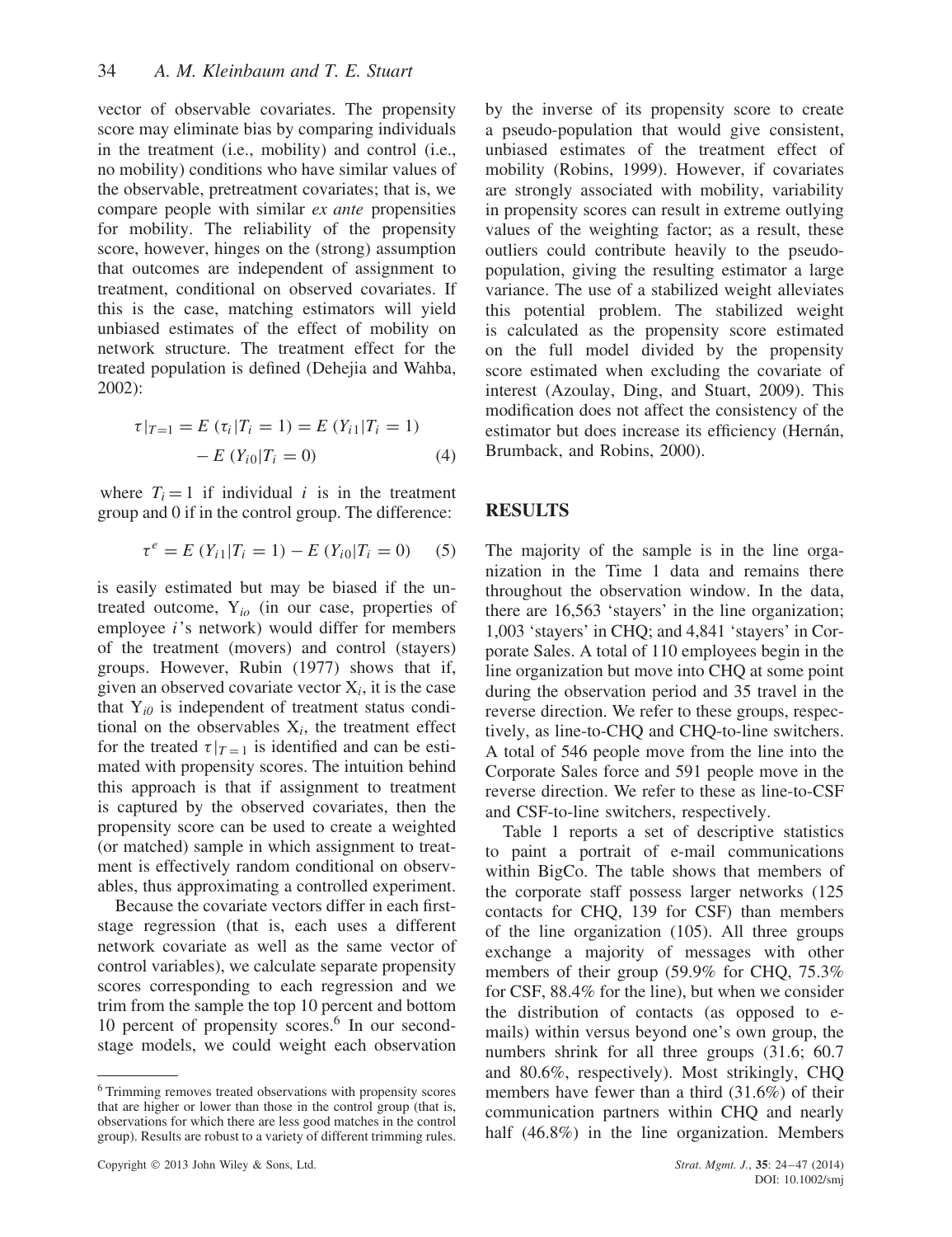vector of observable covariates. The propensity score may eliminate bias by comparing individuals in the treatment (i.e., mobility) and control (i.e., no mobility) conditions who have similar values of the observable, pretreatment covariates; that is, we compare people with similar *ex ante* propensities for mobility. The reliability of the propensity score, however, hinges on the (strong) assumption that outcomes are independent of assignment to treatment, conditional on observed covariates. If this is the case, matching estimators will yield unbiased estimates of the effect of mobility on network structure. The treatment effect for the treated population is defined (Dehejia and Wahba, 2002):

$$\tau|_{T=1} = E(\tau_i|T_i = 1) = E(Y_{i1}|T_i = 1) - E(Y_{i0}|T_i = 0) \quad (4)$$

where $T_i = 1$ if individual $i$ is in the treatment group and 0 if in the control group. The difference:

$$\tau^e = E(Y_{i1}|T_i = 1) - E(Y_{i0}|T_i = 0) \quad (5)$$

is easily estimated but may be biased if the untreated outcome, $Y_{io}$ (in our case, properties of employee $i$'s network) would differ for members of the treatment (movers) and control (stayers) groups. However, Rubin (1977) shows that if, given an observed covariate vector $X_i$, it is the case that $Y_{i0}$ is independent of treatment status conditional on the observables $X_i$, the treatment effect for the treated $\tau|_{T=1}$ is identified and can be estimated with propensity scores. The intuition behind this approach is that if assignment to treatment is captured by the observed covariates, then the propensity score can be used to create a weighted (or matched) sample in which assignment to treatment is effectively random conditional on observables, thus approximating a controlled experiment.

Because the covariate vectors differ in each first-stage regression (that is, each uses a different network covariate as well as the same vector of control variables), we calculate separate propensity scores corresponding to each regression and we trim from the sample the top 10 percent and bottom 10 percent of propensity scores.[6] In our second-stage models, we could weight each observation by the inverse of its propensity score to create a pseudo-population that would give consistent, unbiased estimates of the treatment effect of mobility (Robins, 1999). However, if covariates are strongly associated with mobility, variability in propensity scores can result in extreme outlying values of the weighting factor; as a result, these outliers could contribute heavily to the pseudo-population, giving the resulting estimator a large variance. The use of a stabilized weight alleviates this potential problem. The stabilized weight is calculated as the propensity score estimated on the full model divided by the propensity score estimated when excluding the covariate of interest (Azoulay, Ding, and Stuart, 2009). This modification does not affect the consistency of the estimator but does increase its efficiency (Hernán, Brumback, and Robins, 2000).

## RESULTS

The majority of the sample is in the line organization in the Time 1 data and remains there throughout the observation window. In the data, there are 16,563 'stayers' in the line organization; 1,003 'stayers' in CHQ; and 4,841 'stayers' in Corporate Sales. A total of 110 employees begin in the line organization but move into CHQ at some point during the observation period and 35 travel in the reverse direction. We refer to these groups, respectively, as line-to-CHQ and CHQ-to-line switchers. A total of 546 people move from the line into the Corporate Sales force and 591 people move in the reverse direction. We refer to these as line-to-CSF and CSF-to-line switchers, respectively.

Table 1 reports a set of descriptive statistics to paint a portrait of e-mail communications within BigCo. The table shows that members of the corporate staff possess larger networks (125 contacts for CHQ, 139 for CSF) than members of the line organization (105). All three groups exchange a majority of messages with other members of their group (59.9% for CHQ, 75.3% for CSF, 88.4% for the line), but when we consider the distribution of contacts (as opposed to e-mails) within versus beyond one's own group, the numbers shrink for all three groups (31.6; 60.7 and 80.6%, respectively). Most strikingly, CHQ members have fewer than a third (31.6%) of their communication partners within CHQ and nearly half (46.8%) in the line organization. Members

[6] Trimming removes treated observations with propensity scores that are higher or lower than those in the control group (that is, observations for which there are less good matches in the control group). Results are robust to a variety of different trimming rules.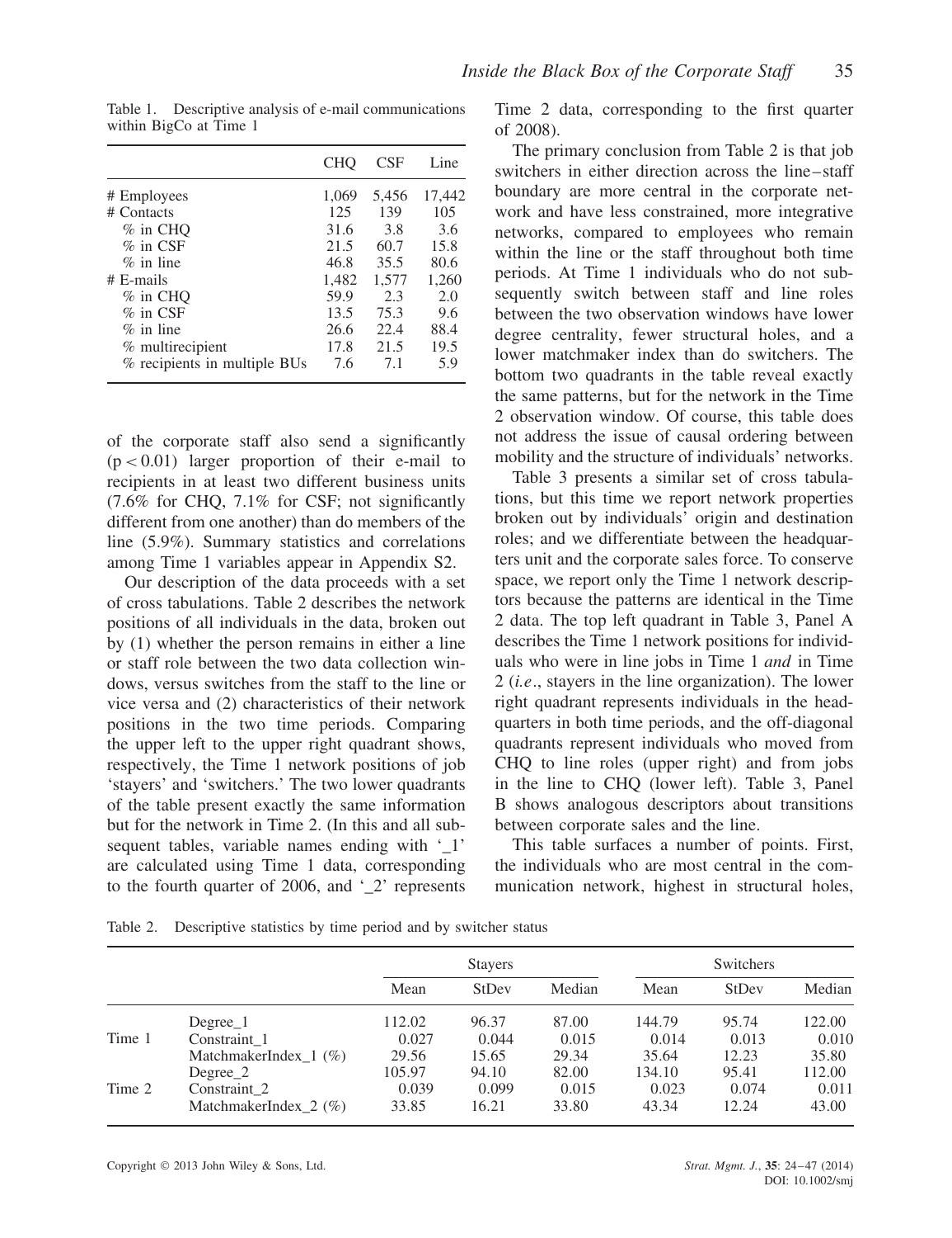Table 1. Descriptive analysis of e-mail communications within BigCo at Time 1

| | CHQ | CSF | Line |
|---|---|---|---|
| # Employees | 1,069 | 5,456 | 17,442 |
| # Contacts | 125 | 139 | 105 |
| % in CHQ | 31.6 | 3.8 | 3.6 |
| % in CSF | 21.5 | 60.7 | 15.8 |
| % in line | 46.8 | 35.5 | 80.6 |
| # E-mails | 1,482 | 1,577 | 1,260 |
| % in CHQ | 59.9 | 2.3 | 2.0 |
| % in CSF | 13.5 | 75.3 | 9.6 |
| % in line | 26.6 | 22.4 | 88.4 |
| % multirecipient | 17.8 | 21.5 | 19.5 |
| % recipients in multiple BUs | 7.6 | 7.1 | 5.9 |

of the corporate staff also send a significantly ($p < 0.01$) larger proportion of their e-mail to recipients in at least two different business units (7.6% for CHQ, 7.1% for CSF; not significantly different from one another) than do members of the line (5.9%). Summary statistics and correlations among Time 1 variables appear in Appendix S2.

Our description of the data proceeds with a set of cross tabulations. Table 2 describes the network positions of all individuals in the data, broken out by (1) whether the person remains in either a line or staff role between the two data collection windows, versus switches from the staff to the line or vice versa and (2) characteristics of their network positions in the two time periods. Comparing the upper left to the upper right quadrant shows, respectively, the Time 1 network positions of job 'stayers' and 'switchers.' The two lower quadrants of the table present exactly the same information but for the network in Time 2. (In this and all subsequent tables, variable names ending with '_1' are calculated using Time 1 data, corresponding to the fourth quarter of 2006, and '_2' represents Time 2 data, corresponding to the first quarter of 2008).

The primary conclusion from Table 2 is that job switchers in either direction across the line–staff boundary are more central in the corporate network and have less constrained, more integrative networks, compared to employees who remain within the line or the staff throughout both time periods. At Time 1 individuals who do not subsequently switch between staff and line roles between the two observation windows have lower degree centrality, fewer structural holes, and a lower matchmaker index than do switchers. The bottom two quadrants in the table reveal exactly the same patterns, but for the network in the Time 2 observation window. Of course, this table does not address the issue of causal ordering between mobility and the structure of individuals' networks.

Table 3 presents a similar set of cross tabulations, but this time we report network properties broken out by individuals' origin and destination roles; and we differentiate between the headquarters unit and the corporate sales force. To conserve space, we report only the Time 1 network descriptors because the patterns are identical in the Time 2 data. The top left quadrant in Table 3, Panel A describes the Time 1 network positions for individuals who were in line jobs in Time 1 *and* in Time 2 (*i.e.*, stayers in the line organization). The lower right quadrant represents individuals in the headquarters in both time periods, and the off-diagonal quadrants represent individuals who moved from CHQ to line roles (upper right) and from jobs in the line to CHQ (lower left). Table 3, Panel B shows analogous descriptors about transitions between corporate sales and the line.

This table surfaces a number of points. First, the individuals who are most central in the communication network, highest in structural holes,

Table 2. Descriptive statistics by time period and by switcher status

| | | Stayers | | | Switchers | | |
|---|---|---|---|---|---|---|---|
| | | Mean | StDev | Median | Mean | StDev | Median |
| Time 1 | Degree_1 | 112.02 | 96.37 | 87.00 | 144.79 | 95.74 | 122.00 |
| | Constraint_1 | 0.027 | 0.044 | 0.015 | 0.014 | 0.013 | 0.010 |
| | MatchmakerIndex_1 (%) | 29.56 | 15.65 | 29.34 | 35.64 | 12.23 | 35.80 |
| Time 2 | Degree_2 | 105.97 | 94.10 | 82.00 | 134.10 | 95.41 | 112.00 |
| | Constraint_2 | 0.039 | 0.099 | 0.015 | 0.023 | 0.074 | 0.011 |
| | MatchmakerIndex_2 (%) | 33.85 | 16.21 | 33.80 | 43.34 | 12.24 | 43.00 |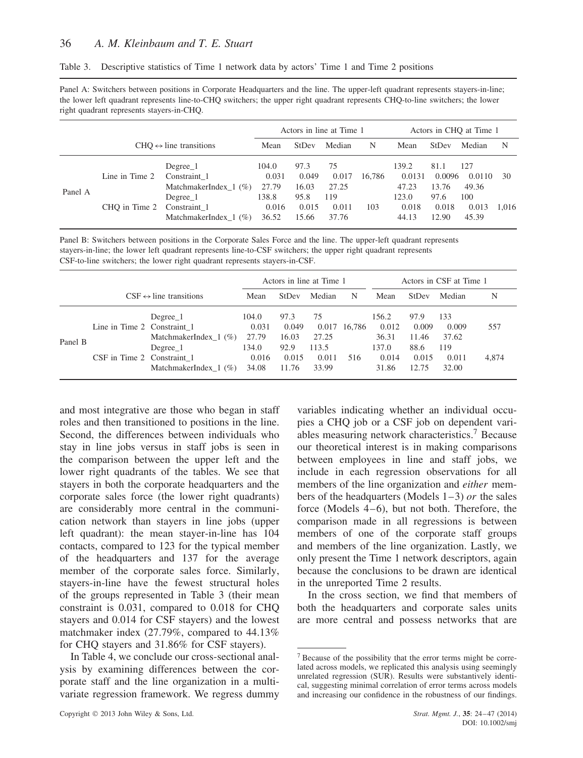Table 3. Descriptive statistics of Time 1 network data by actors' Time 1 and Time 2 positions

Panel A: Switchers between positions in Corporate Headquarters and the line. The upper-left quadrant represents stayers-in-line; the lower left quadrant represents line-to-CHQ switchers; the upper right quadrant represents CHQ-to-line switchers; the lower right quadrant represents stayers-in-CHQ.

| | CHQ ↔ line transitions | | Actors in line at Time 1 | | | | Actors in CHQ at Time 1 | | | |
|---|---|---|---|---|---|---|---|---|---|---|
| | | | Mean | StDev | Median | N | Mean | StDev | Median | N |
| Panel A | Line in Time 2 | Degree_1 | 104.0 | 97.3 | 75 | 16,786 | 139.2 | 81.1 | 127 | 30 |
| | | Constraint_1 | 0.031 | 0.049 | 0.017 | | 0.0131 | 0.0096 | 0.0110 | |
| | | MatchmakerIndex_1 (%) | 27.79 | 16.03 | 27.25 | | 47.23 | 13.76 | 49.36 | |
| | CHQ in Time 2 | Degree_1 | 138.8 | 95.8 | 119 | 103 | 123.0 | 97.6 | 100 | 1,016 |
| | | Constraint_1 | 0.016 | 0.015 | 0.011 | | 0.018 | 0.018 | 0.013 | |
| | | MatchmakerIndex_1 (%) | 36.52 | 15.66 | 37.76 | | 44.13 | 12.90 | 45.39 | |

Panel B: Switchers between positions in the Corporate Sales Force and the line. The upper-left quadrant represents stayers-in-line; the lower left quadrant represents line-to-CSF switchers; the upper right quadrant represents CSF-to-line switchers; the lower right quadrant represents stayers-in-CSF.

| | CSF ↔ line transitions | | Actors in line at Time 1 | | | | Actors in CSF at Time 1 | | | |
|---|---|---|---|---|---|---|---|---|---|---|
| | | | Mean | StDev | Median | N | Mean | StDev | Median | N |
| Panel B | Line in Time 2 | Degree_1 | 104.0 | 97.3 | 75 | 16,786 | 156.2 | 97.9 | 133 | 557 |
| | | Constraint_1 | 0.031 | 0.049 | 0.017 | | 0.012 | 0.009 | 0.009 | |
| | | MatchmakerIndex_1 (%) | 27.79 | 16.03 | 27.25 | | 36.31 | 11.46 | 37.62 | |
| | CSF in Time 2 | Degree_1 | 134.0 | 92.9 | 113.5 | 516 | 137.0 | 88.6 | 119 | 4,874 |
| | | Constraint_1 | 0.016 | 0.015 | 0.011 | | 0.014 | 0.015 | 0.011 | |
| | | MatchmakerIndex_1 (%) | 34.08 | 11.76 | 33.99 | | 31.86 | 12.75 | 32.00 | |

and most integrative are those who began in staff roles and then transitioned to positions in the line. Second, the differences between individuals who stay in line jobs versus in staff jobs is seen in the comparison between the upper left and the lower right quadrants of the tables. We see that stayers in both the corporate headquarters and the corporate sales force (the lower right quadrants) are considerably more central in the communication network than stayers in line jobs (upper left quadrant): the mean stayer-in-line has 104 contacts, compared to 123 for the typical member of the headquarters and 137 for the average member of the corporate sales force. Similarly, stayers-in-line have the fewest structural holes of the groups represented in Table 3 (their mean constraint is 0.031, compared to 0.018 for CHQ stayers and 0.014 for CSF stayers) and the lowest matchmaker index (27.79%, compared to 44.13% for CHQ stayers and 31.86% for CSF stayers).

In Table 4, we conclude our cross-sectional analysis by examining differences between the corporate staff and the line organization in a multivariate regression framework. We regress dummy variables indicating whether an individual occupies a CHQ job or a CSF job on dependent variables measuring network characteristics.[7] Because our theoretical interest is in making comparisons between employees in line and staff jobs, we include in each regression observations for all members of the line organization and *either* members of the headquarters (Models 1–3) *or* the sales force (Models 4–6), but not both. Therefore, the comparison made in all regressions is between members of one of the corporate staff groups and members of the line organization. Lastly, we only present the Time 1 network descriptors, again because the conclusions to be drawn are identical in the unreported Time 2 results.

In the cross section, we find that members of both the headquarters and corporate sales units are more central and possess networks that are

[7] Because of the possibility that the error terms might be correlated across models, we replicated this analysis using seemingly unrelated regression (SUR). Results were substantively identical, suggesting minimal correlation of error terms across models and increasing our confidence in the robustness of our findings.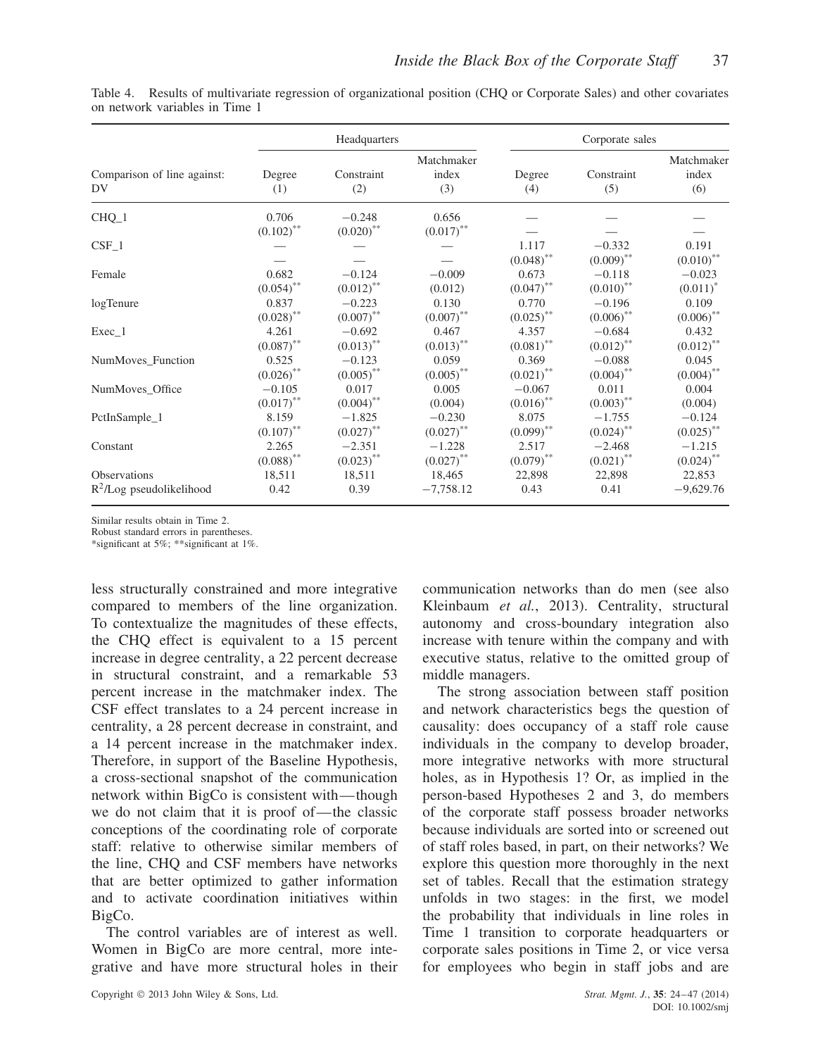Table 4. Results of multivariate regression of organizational position (CHQ or Corporate Sales) and other covariates on network variables in Time 1

| Comparison of line against: | Headquarters | | | Corporate sales | | |
|---|---|---|---|---|---|---|
| DV | Degree (1) | Constraint (2) | Matchmaker index (3) | Degree (4) | Constraint (5) | Matchmaker index (6) |
| CHQ_1 | 0.706 | −0.248 | 0.656 | — | — | — |
| | (0.102)** | (0.020)** | (0.017)** | — | — | — |
| CSF_1 | — | — | — | 1.117 | −0.332 | 0.191 |
| | — | — | — | (0.048)** | (0.009)** | (0.010)** |
| Female | 0.682 | −0.124 | −0.009 | 0.673 | −0.118 | −0.023 |
| | (0.054)** | (0.012)** | (0.012) | (0.047)** | (0.010)** | (0.011)* |
| logTenure | 0.837 | −0.223 | 0.130 | 0.770 | −0.196 | 0.109 |
| | (0.028)** | (0.007)** | (0.007)** | (0.025)** | (0.006)** | (0.006)** |
| Exec_1 | 4.261 | −0.692 | 0.467 | 4.357 | −0.684 | 0.432 |
| | (0.087)** | (0.013)** | (0.013)** | (0.081)** | (0.012)** | (0.012)** |
| NumMoves_Function | 0.525 | −0.123 | 0.059 | 0.369 | −0.088 | 0.045 |
| | (0.026)** | (0.005)** | (0.005)** | (0.021)** | (0.004)** | (0.004)** |
| NumMoves_Office | −0.105 | 0.017 | 0.005 | −0.067 | 0.011 | 0.004 |
| | (0.017)** | (0.004)** | (0.004) | (0.016)** | (0.003)** | (0.004) |
| PctInSample_1 | 8.159 | −1.825 | −0.230 | 8.075 | −1.755 | −0.124 |
| | (0.107)** | (0.027)** | (0.027)** | (0.099)** | (0.024)** | (0.025)** |
| Constant | 2.265 | −2.351 | −1.228 | 2.517 | −2.468 | −1.215 |
| | (0.088)** | (0.023)** | (0.027)** | (0.079)** | (0.021)** | (0.024)** |
| Observations | 18,511 | 18,511 | 18,465 | 22,898 | 22,898 | 22,853 |
| $R^2$/Log pseudolikelihood | 0.42 | 0.39 | −7,758.12 | 0.43 | 0.41 | −9,629.76 |

Similar results obtain in Time 2.
Robust standard errors in parentheses.
*significant at 5%; **significant at 1%.

less structurally constrained and more integrative compared to members of the line organization. To contextualize the magnitudes of these effects, the CHQ effect is equivalent to a 15 percent increase in degree centrality, a 22 percent decrease in structural constraint, and a remarkable 53 percent increase in the matchmaker index. The CSF effect translates to a 24 percent increase in centrality, a 28 percent decrease in constraint, and a 14 percent increase in the matchmaker index. Therefore, in support of the Baseline Hypothesis, a cross-sectional snapshot of the communication network within BigCo is consistent with—though we do not claim that it is proof of—the classic conceptions of the coordinating role of corporate staff: relative to otherwise similar members of the line, CHQ and CSF members have networks that are better optimized to gather information and to activate coordination initiatives within BigCo.

The control variables are of interest as well. Women in BigCo are more central, more integrative and have more structural holes in their communication networks than do men (see also Kleinbaum *et al.*, 2013). Centrality, structural autonomy and cross-boundary integration also increase with tenure within the company and with executive status, relative to the omitted group of middle managers.

The strong association between staff position and network characteristics begs the question of causality: does occupancy of a staff role cause individuals in the company to develop broader, more integrative networks with more structural holes, as in Hypothesis 1? Or, as implied in the person-based Hypotheses 2 and 3, do members of the corporate staff possess broader networks because individuals are sorted into or screened out of staff roles based, in part, on their networks? We explore this question more thoroughly in the next set of tables. Recall that the estimation strategy unfolds in two stages: in the first, we model the probability that individuals in line roles in Time 1 transition to corporate headquarters or corporate sales positions in Time 2, or vice versa for employees who begin in staff jobs and are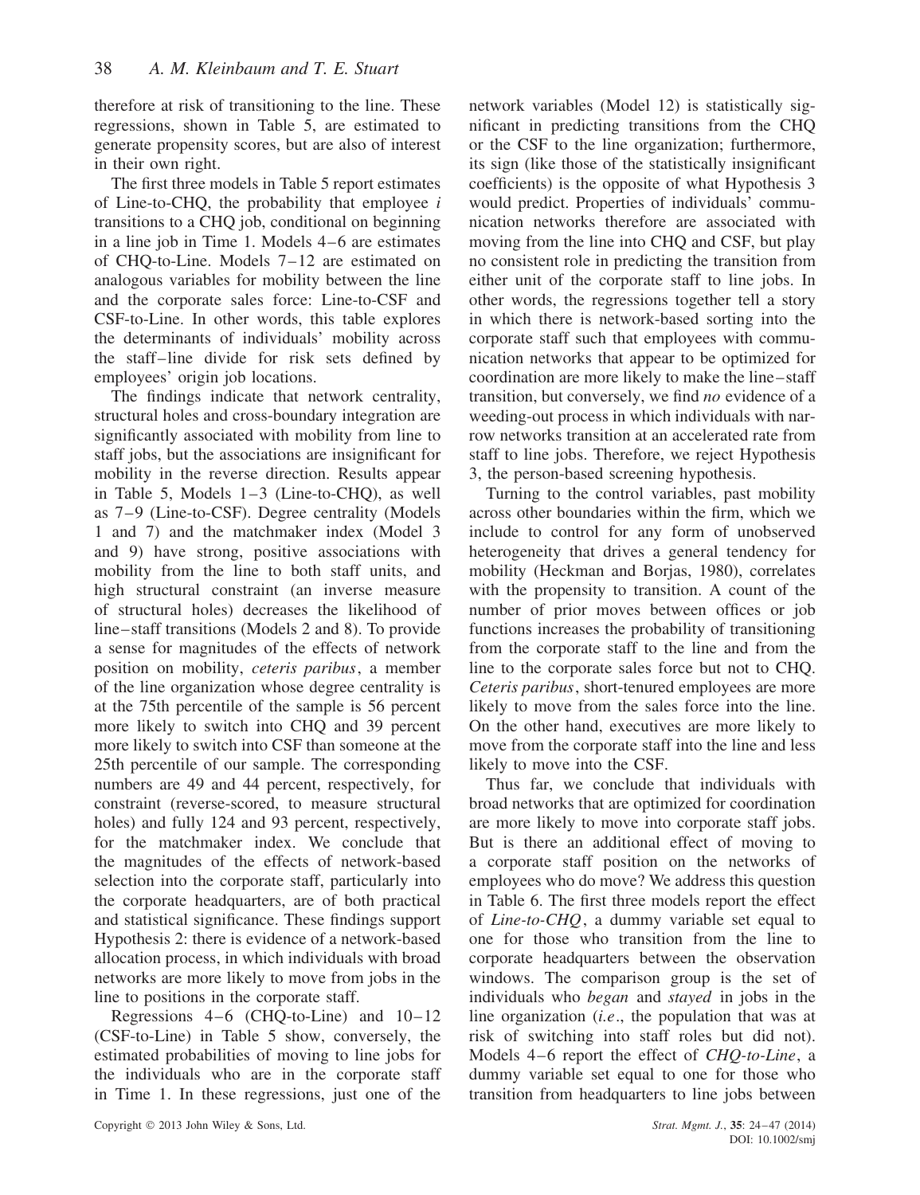therefore at risk of transitioning to the line. These regressions, shown in Table 5, are estimated to generate propensity scores, but are also of interest in their own right.

The first three models in Table 5 report estimates of Line-to-CHQ, the probability that employee *i* transitions to a CHQ job, conditional on beginning in a line job in Time 1. Models 4–6 are estimates of CHQ-to-Line. Models 7–12 are estimated on analogous variables for mobility between the line and the corporate sales force: Line-to-CSF and CSF-to-Line. In other words, this table explores the determinants of individuals' mobility across the staff–line divide for risk sets defined by employees' origin job locations.

The findings indicate that network centrality, structural holes and cross-boundary integration are significantly associated with mobility from line to staff jobs, but the associations are insignificant for mobility in the reverse direction. Results appear in Table 5, Models 1–3 (Line-to-CHQ), as well as 7–9 (Line-to-CSF). Degree centrality (Models 1 and 7) and the matchmaker index (Model 3 and 9) have strong, positive associations with mobility from the line to both staff units, and high structural constraint (an inverse measure of structural holes) decreases the likelihood of line–staff transitions (Models 2 and 8). To provide a sense for magnitudes of the effects of network position on mobility, *ceteris paribus*, a member of the line organization whose degree centrality is at the 75th percentile of the sample is 56 percent more likely to switch into CHQ and 39 percent more likely to switch into CSF than someone at the 25th percentile of our sample. The corresponding numbers are 49 and 44 percent, respectively, for constraint (reverse-scored, to measure structural holes) and fully 124 and 93 percent, respectively, for the matchmaker index. We conclude that the magnitudes of the effects of network-based selection into the corporate staff, particularly into the corporate headquarters, are of both practical and statistical significance. These findings support Hypothesis 2: there is evidence of a network-based allocation process, in which individuals with broad networks are more likely to move from jobs in the line to positions in the corporate staff.

Regressions 4–6 (CHQ-to-Line) and 10–12 (CSF-to-Line) in Table 5 show, conversely, the estimated probabilities of moving to line jobs for the individuals who are in the corporate staff in Time 1. In these regressions, just one of the network variables (Model 12) is statistically significant in predicting transitions from the CHQ or the CSF to the line organization; furthermore, its sign (like those of the statistically insignificant coefficients) is the opposite of what Hypothesis 3 would predict. Properties of individuals' communication networks therefore are associated with moving from the line into CHQ and CSF, but play no consistent role in predicting the transition from either unit of the corporate staff to line jobs. In other words, the regressions together tell a story in which there is network-based sorting into the corporate staff such that employees with communication networks that appear to be optimized for coordination are more likely to make the line–staff transition, but conversely, we find *no* evidence of a weeding-out process in which individuals with narrow networks transition at an accelerated rate from staff to line jobs. Therefore, we reject Hypothesis 3, the person-based screening hypothesis.

Turning to the control variables, past mobility across other boundaries within the firm, which we include to control for any form of unobserved heterogeneity that drives a general tendency for mobility (Heckman and Borjas, 1980), correlates with the propensity to transition. A count of the number of prior moves between offices or job functions increases the probability of transitioning from the corporate staff to the line and from the line to the corporate sales force but not to CHQ. *Ceteris paribus*, short-tenured employees are more likely to move from the sales force into the line. On the other hand, executives are more likely to move from the corporate staff into the line and less likely to move into the CSF.

Thus far, we conclude that individuals with broad networks that are optimized for coordination are more likely to move into corporate staff jobs. But is there an additional effect of moving to a corporate staff position on the networks of employees who do move? We address this question in Table 6. The first three models report the effect of *Line-to-CHQ*, a dummy variable set equal to one for those who transition from the line to corporate headquarters between the observation windows. The comparison group is the set of individuals who *began* and *stayed* in jobs in the line organization (*i.e.*, the population that was at risk of switching into staff roles but did not). Models 4–6 report the effect of *CHQ-to-Line*, a dummy variable set equal to one for those who transition from headquarters to line jobs between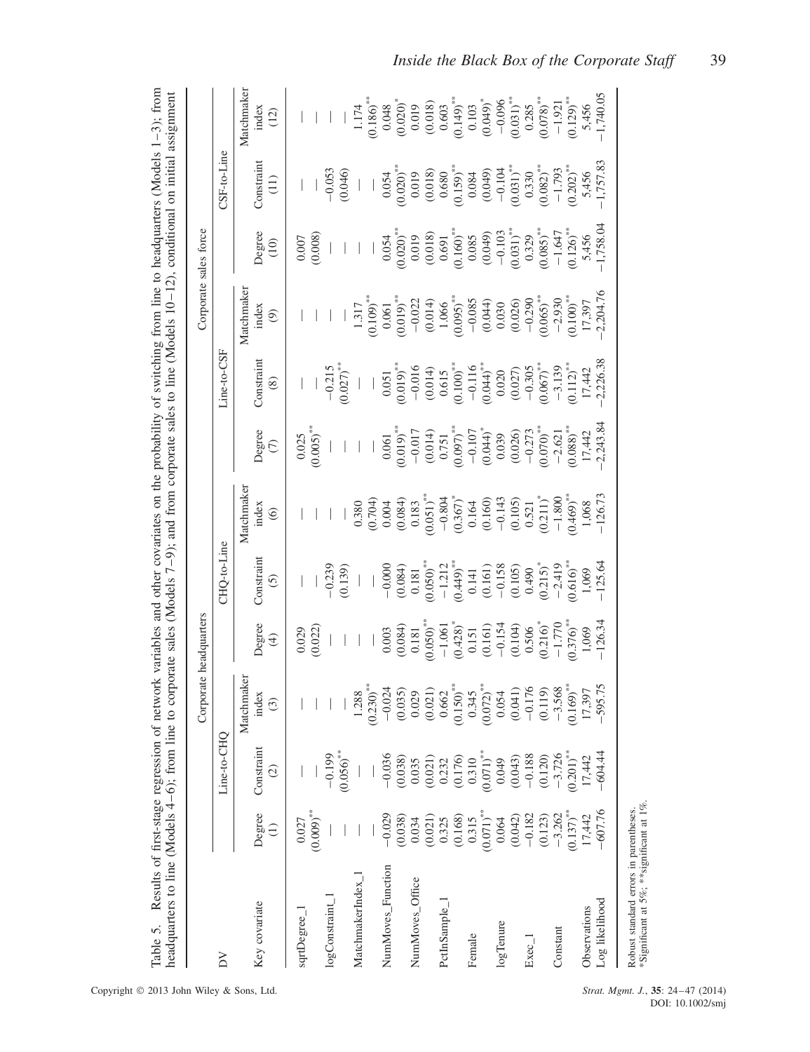Table 5. Results of first-stage regression of network variables and other covariates on the probability of switching from line to headquarters (Models 1–3); from headquarters to line (Models 4–6); from line to corporate sales (Models 7–9); and from corporate sales to line (Models 10–12), conditional on initial assignment

| DV | Corporate headquarters | | | | | | Corporate sales force | | | | | |
|---|---|---|---|---|---|---|---|---|---|---|---|---|
| | Line-to-CHQ | | | CHQ-to-Line | | | Line-to-CSF | | | CSF-to-Line | | |
| Key covariate | Degree (1) | Constraint (2) | Matchmaker index (3) | Degree (4) | Constraint (5) | Matchmaker index (6) | Degree (7) | Constraint (8) | Matchmaker index (9) | Degree (10) | Constraint (11) | Matchmaker index (12) |
| sqrtDegree_1 | 0.027 | — | — | 0.029 | — | — | 0.025 | — | — | 0.007 | — | — |
| | (0.009)** | | | (0.022) | | | (0.005)** | | | (0.008) | | |
| logConstraint_1 | — | −0.199 | — | — | −0.239 | — | — | −0.215 | — | — | −0.053 | — |
| | | (0.056)** | | | (0.139) | | | (0.027)** | | | (0.046) | |
| MatchmakerIndex_1 | — | — | 1.288 | — | — | 0.380 | — | — | 1.317 | — | — | 1.174 |
| | | | (0.230)** | | | (0.704) | | | (0.109)** | | | (0.186)** |
| NumMoves_Function | −0.029 | −0.036 | −0.024 | 0.003 | −0.000 | 0.004 | 0.061 | 0.051 | 0.061 | 0.054 | 0.054 | 0.048 |
| | (0.038) | (0.038) | (0.035) | (0.084) | (0.084) | (0.084) | (0.019)** | (0.019)** | (0.019)** | (0.020)** | (0.020)** | (0.020)* |
| NumMoves_Office | 0.034 | 0.035 | 0.029 | 0.181 | 0.181 | 0.183 | −0.017 | −0.016 | −0.022 | 0.019 | 0.019 | 0.019 |
| | (0.021) | (0.021) | (0.021) | (0.050)** | (0.050)** | (0.051)** | (0.014) | (0.014) | (0.014) | (0.018) | (0.018) | (0.018) |
| PctInSample_1 | 0.325 | 0.232 | 0.662 | −1.061 | −1.212 | −0.804 | 0.751 | 0.615 | 1.066 | 0.691 | 0.680 | 0.603 |
| | (0.168) | (0.176) | (0.150)** | (0.428)* | (0.449)** | (0.367)* | (0.097)** | (0.100)** | (0.095)** | (0.160)** | (0.159)** | (0.149)** |
| Female | 0.315 | 0.310 | 0.345 | 0.151 | 0.141 | 0.164 | −0.107 | −0.116 | −0.085 | 0.085 | 0.084 | 0.103 |
| | (0.071)** | (0.071)** | (0.072)** | (0.161) | (0.161) | (0.160) | (0.044)* | (0.044)** | (0.044) | (0.049) | (0.049) | (0.049)* |
| logTenure | 0.064 | 0.049 | 0.054 | −0.154 | −0.158 | −0.143 | 0.039 | 0.020 | 0.030 | −0.103 | −0.104 | −0.096 |
| | (0.042) | (0.043) | (0.041) | (0.104) | (0.105) | (0.105) | (0.026) | (0.027) | (0.026) | (0.031)** | (0.031)** | (0.031)** |
| Exec_1 | −0.182 | −0.188 | −0.176 | 0.506 | 0.490 | 0.521 | −0.273 | −0.305 | −0.290 | 0.329 | 0.330 | 0.285 |
| | (0.123) | (0.120) | (0.119) | (0.216)* | (0.215)* | (0.211)* | (0.070)** | (0.067)** | (0.065)** | (0.085)** | (0.082)** | (0.078)** |
| Constant | −3.262 | −3.726 | −3.568 | −1.770 | −2.419 | −1.800 | −2.621 | −3.139 | −2.930 | −1.647 | −1.793 | −1.921 |
| | (0.137)** | (0.201)** | (0.169)** | (0.376)** | (0.616)** | (0.469)** | (0.088)** | (0.112)** | (0.100)** | (0.126)** | (0.202)** | (0.129)** |
| Observations | 17,442 | 17,442 | 17,397 | 1,069 | 1,069 | 1,068 | 17,442 | 17,442 | 17,397 | 5,456 | 5,456 | 5,456 |
| Log likelihood | −607.76 | −604.44 | −595.75 | −126.34 | −125.64 | −126.73 | −2,243.84 | −2,226.38 | −2,204.76 | −1,758.04 | −1,757.83 | −1,740.05 |

Robust standard errors in parentheses.
*Significant at 5%; **significant at 1%.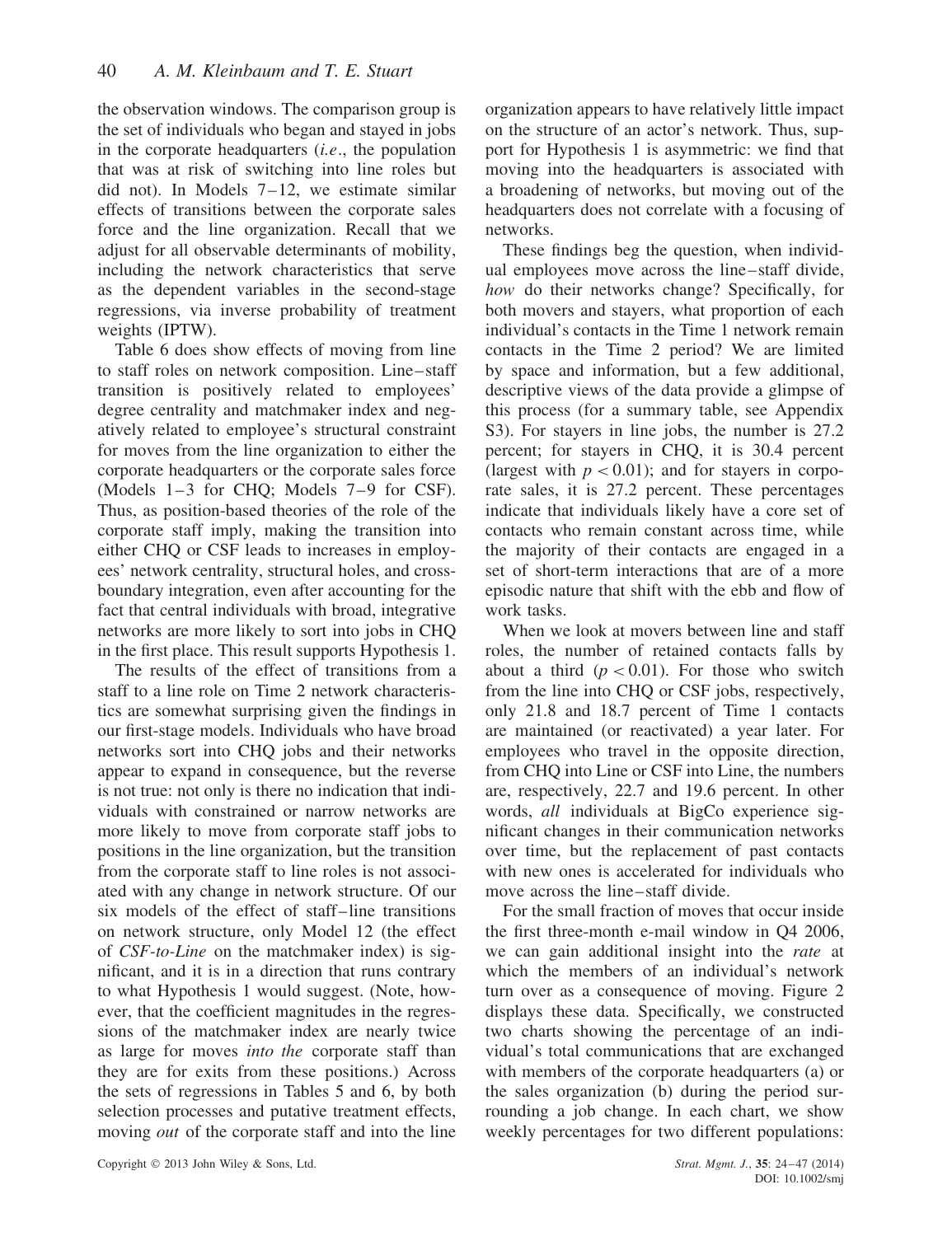the observation windows. The comparison group is the set of individuals who began and stayed in jobs in the corporate headquarters (*i.e*., the population that was at risk of switching into line roles but did not). In Models 7–12, we estimate similar effects of transitions between the corporate sales force and the line organization. Recall that we adjust for all observable determinants of mobility, including the network characteristics that serve as the dependent variables in the second-stage regressions, via inverse probability of treatment weights (IPTW).

Table 6 does show effects of moving from line to staff roles on network composition. Line–staff transition is positively related to employees' degree centrality and matchmaker index and negatively related to employee's structural constraint for moves from the line organization to either the corporate headquarters or the corporate sales force (Models 1–3 for CHQ; Models 7–9 for CSF). Thus, as position-based theories of the role of the corporate staff imply, making the transition into either CHQ or CSF leads to increases in employees' network centrality, structural holes, and cross-boundary integration, even after accounting for the fact that central individuals with broad, integrative networks are more likely to sort into jobs in CHQ in the first place. This result supports Hypothesis 1.

The results of the effect of transitions from a staff to a line role on Time 2 network characteristics are somewhat surprising given the findings in our first-stage models. Individuals who have broad networks sort into CHQ jobs and their networks appear to expand in consequence, but the reverse is not true: not only is there no indication that individuals with constrained or narrow networks are more likely to move from corporate staff jobs to positions in the line organization, but the transition from the corporate staff to line roles is not associated with any change in network structure. Of our six models of the effect of staff–line transitions on network structure, only Model 12 (the effect of *CSF-to-Line* on the matchmaker index) is significant, and it is in a direction that runs contrary to what Hypothesis 1 would suggest. (Note, however, that the coefficient magnitudes in the regressions of the matchmaker index are nearly twice as large for moves *into the* corporate staff than they are for exits from these positions.) Across the sets of regressions in Tables 5 and 6, by both selection processes and putative treatment effects, moving *out* of the corporate staff and into the line organization appears to have relatively little impact on the structure of an actor's network. Thus, support for Hypothesis 1 is asymmetric: we find that moving into the headquarters is associated with a broadening of networks, but moving out of the headquarters does not correlate with a focusing of networks.

These findings beg the question, when individual employees move across the line–staff divide, *how* do their networks change? Specifically, for both movers and stayers, what proportion of each individual's contacts in the Time 1 network remain contacts in the Time 2 period? We are limited by space and information, but a few additional, descriptive views of the data provide a glimpse of this process (for a summary table, see Appendix S3). For stayers in line jobs, the number is 27.2 percent; for stayers in CHQ, it is 30.4 percent (largest with $p < 0.01$); and for stayers in corporate sales, it is 27.2 percent. These percentages indicate that individuals likely have a core set of contacts who remain constant across time, while the majority of their contacts are engaged in a set of short-term interactions that are of a more episodic nature that shift with the ebb and flow of work tasks.

When we look at movers between line and staff roles, the number of retained contacts falls by about a third ($p < 0.01$). For those who switch from the line into CHQ or CSF jobs, respectively, only 21.8 and 18.7 percent of Time 1 contacts are maintained (or reactivated) a year later. For employees who travel in the opposite direction, from CHQ into Line or CSF into Line, the numbers are, respectively, 22.7 and 19.6 percent. In other words, *all* individuals at BigCo experience significant changes in their communication networks over time, but the replacement of past contacts with new ones is accelerated for individuals who move across the line–staff divide.

For the small fraction of moves that occur inside the first three-month e-mail window in Q4 2006, we can gain additional insight into the *rate* at which the members of an individual's network turn over as a consequence of moving. Figure 2 displays these data. Specifically, we constructed two charts showing the percentage of an individual's total communications that are exchanged with members of the corporate headquarters (a) or the sales organization (b) during the period surrounding a job change. In each chart, we show weekly percentages for two different populations: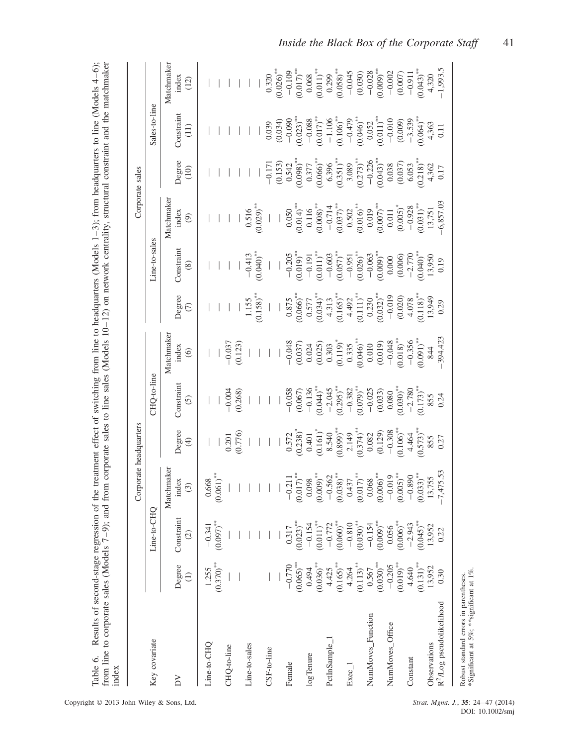Table 6. Results of second-stage regression of the treatment effect of switching from line to headquarters (Models 1–3); from headquarters to line (Models 4–6); from line to corporate sales (Models 7–9); and from corporate sales to line sales (Models 10–12) on network centrality, structural constraint and the matchmaker index

| | Corporate headquarters | | | | | | Corporate sales | | | | | |
|---|---|---|---|---|---|---|---|---|---|---|---|---|
| Key covariate | Line-to-CHQ | | | CHQ-to-line | | | Line-to-sales | | | Sales-to-line | | |
| DV | Degree (1) | Constraint (2) | Matchmaker index (3) | Degree (4) | Constraint (5) | Matchmaker index (6) | Degree (7) | Constraint (8) | Matchmaker index (9) | Degree (10) | Constraint (11) | Matchmaker index (12) |
| Line-to-CHQ | 1.255 (0.370)** | −0.341 (0.097)** | 0.668 (0.061)** | — | — | — | — | — | — | — | — | — |
| CHQ-to-line | — | — | — | 0.201 (0.776) | −0.004 (0.268) | −0.037 (0.123) | — | — | — | — | — | — |
| Line-to-sales | — | — | — | — | — | — | 1.155 (0.158)** | −0.413 (0.040)** | 0.516 (0.029)** | — | — | — |
| CSF-to-line | — | — | — | — | — | — | — | — | — | −0.171 (0.153) | 0.039 (0.034) | 0.320 (0.026)** |
| Female | −0.770 (0.065)** | 0.317 (0.023)** | −0.211 (0.017)** | 0.572 (0.238)* | −0.058 (0.067) | −0.048 (0.037) | 0.875 (0.066)** | −0.205 (0.019)** | 0.050 (0.014)** | 0.542 (0.098)** | −0.090 (0.023)** | −0.109 (0.017)** |
| logTenure | 0.494 (0.036)** | −0.154 (0.011)** | 0.098 (0.009)** | 0.401 (0.161)* | −0.136 (0.044)** | 0.024 (0.025) | 0.577 (0.034)** | −0.191 (0.011)** | 0.116 (0.008)** | 0.377 (0.066)** | −0.088 (0.017)** | 0.068 (0.011)** |
| PctInSample_1 | 4.425 (0.165)** | −0.772 (0.060)** | −0.562 (0.038)** | 8.540 (0.899)** | −2.045 (0.295)** | 0.303 (0.119)* | 4.313 (0.165)** | −0.603 (0.057)** | −0.714 (0.037)** | 6.396 (0.351)** | −1.106 (0.106)** | 0.299 (0.058)** |
| Exec_1 | 4.264 (0.113)** | −0.810 (0.030)** | 0.437 (0.017)** | 2.149 (0.374)** | −0.382 (0.079)** | 0.335 (0.046)** | 4.492 (0.111)** | −0.951 (0.026)** | 0.502 (0.016)** | 3.089 (0.273)** | −0.479 (0.046)** | −0.045 (0.030) |
| NumMoves_Function | 0.567 (0.030)** | −0.154 (0.009)** | 0.068 (0.006)** | 0.082 (0.129) | −0.025 (0.033) | 0.010 (0.019) | 0.230 (0.032)** | −0.063 (0.009)** | 0.019 (0.007)** | −0.226 (0.043)** | 0.052 (0.011)** | −0.028 (0.009)** |
| NumMoves_Office | −0.205 (0.019)** | 0.056 (0.006)** | −0.019 (0.005)** | −0.308 (0.106)** | 0.080 (0.030)** | −0.048 (0.018)** | −0.019 (0.020) | 0.000 (0.006) | 0.011 (0.005)* | 0.038 (0.037) | −0.010 (0.009) | −0.002 (0.007) |
| Constant | 4.640 (0.131)** | −2.943 (0.045)** | −0.890 (0.033)** | 4.464 (0.573)** | −2.780 (0.173)** | −0.356 (0.091)** | 4.078 (0.118)** | −2.770 (0.040)** | −0.928 (0.031)** | 6.053 (0.218)** | −3.539 (0.064)** | −0.911 (0.043)** |
| Observations | 13,952 | 13,952 | 13,755 | 855 | 855 | 844 | 13,949 | 13,950 | 13,751 | 4,362 | 4,363 | 4,320 |
| $R^2$/Log pseudolikelihood | 0.30 | 0.22 | −7,475.53 | 0.27 | 0.24 | −394.423 | 0.29 | 0.19 | −6,857.03 | 0.17 | 0.11 | −1,993.5 |

Robust standard errors in parentheses.
*Significant at 5%; **significant at 1%.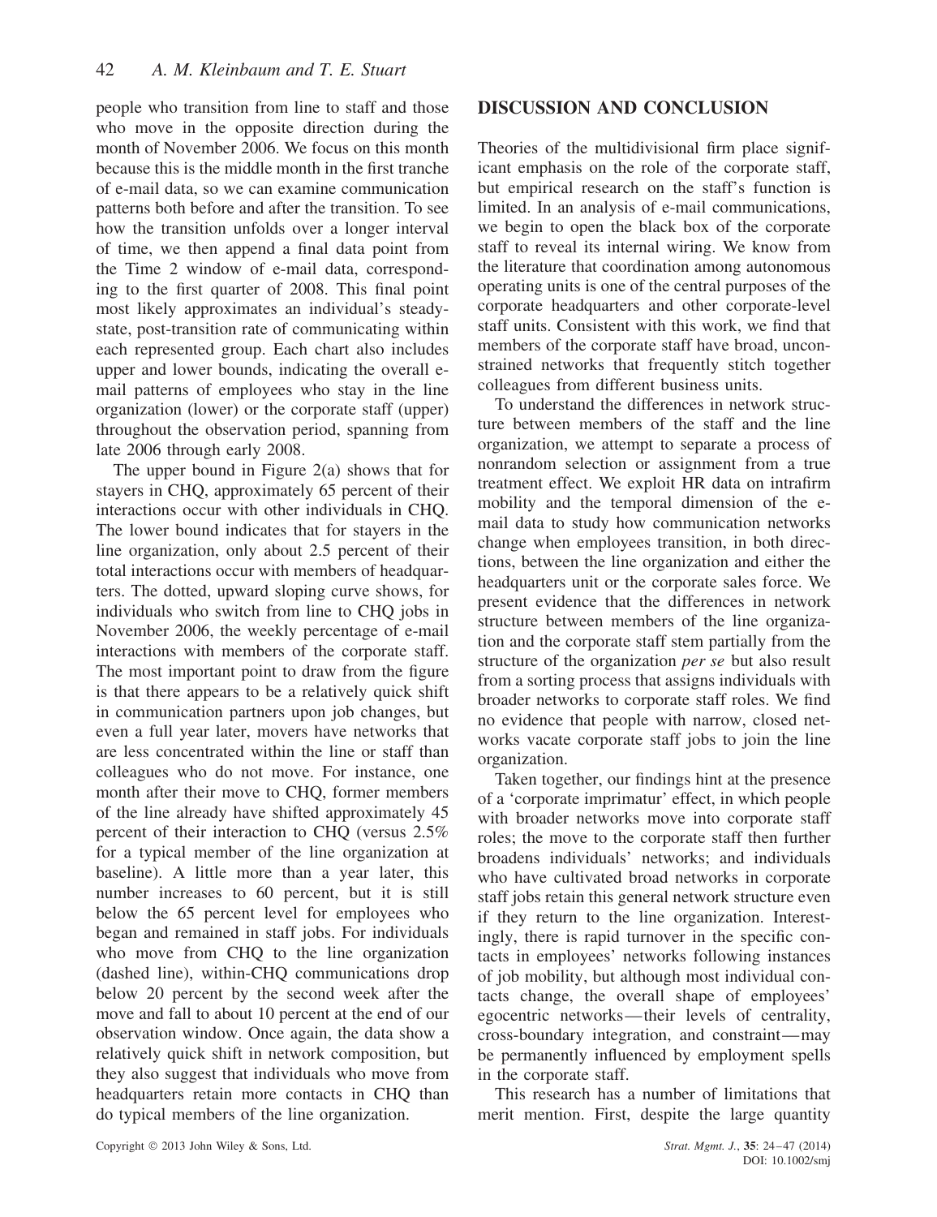people who transition from line to staff and those who move in the opposite direction during the month of November 2006. We focus on this month because this is the middle month in the first tranche of e-mail data, so we can examine communication patterns both before and after the transition. To see how the transition unfolds over a longer interval of time, we then append a final data point from the Time 2 window of e-mail data, corresponding to the first quarter of 2008. This final point most likely approximates an individual's steady-state, post-transition rate of communicating within each represented group. Each chart also includes upper and lower bounds, indicating the overall e-mail patterns of employees who stay in the line organization (lower) or the corporate staff (upper) throughout the observation period, spanning from late 2006 through early 2008.

The upper bound in Figure 2(a) shows that for stayers in CHQ, approximately 65 percent of their interactions occur with other individuals in CHQ. The lower bound indicates that for stayers in the line organization, only about 2.5 percent of their total interactions occur with members of headquarters. The dotted, upward sloping curve shows, for individuals who switch from line to CHQ jobs in November 2006, the weekly percentage of e-mail interactions with members of the corporate staff. The most important point to draw from the figure is that there appears to be a relatively quick shift in communication partners upon job changes, but even a full year later, movers have networks that are less concentrated within the line or staff than colleagues who do not move. For instance, one month after their move to CHQ, former members of the line already have shifted approximately 45 percent of their interaction to CHQ (versus 2.5% for a typical member of the line organization at baseline). A little more than a year later, this number increases to 60 percent, but it is still below the 65 percent level for employees who began and remained in staff jobs. For individuals who move from CHQ to the line organization (dashed line), within-CHQ communications drop below 20 percent by the second week after the move and fall to about 10 percent at the end of our observation window. Once again, the data show a relatively quick shift in network composition, but they also suggest that individuals who move from headquarters retain more contacts in CHQ than do typical members of the line organization.

## DISCUSSION AND CONCLUSION

Theories of the multidivisional firm place significant emphasis on the role of the corporate staff, but empirical research on the staff's function is limited. In an analysis of e-mail communications, we begin to open the black box of the corporate staff to reveal its internal wiring. We know from the literature that coordination among autonomous operating units is one of the central purposes of the corporate headquarters and other corporate-level staff units. Consistent with this work, we find that members of the corporate staff have broad, unconstrained networks that frequently stitch together colleagues from different business units.

To understand the differences in network structure between members of the staff and the line organization, we attempt to separate a process of nonrandom selection or assignment from a true treatment effect. We exploit HR data on intrafirm mobility and the temporal dimension of the e-mail data to study how communication networks change when employees transition, in both directions, between the line organization and either the headquarters unit or the corporate sales force. We present evidence that the differences in network structure between members of the line organization and the corporate staff stem partially from the structure of the organization *per se* but also result from a sorting process that assigns individuals with broader networks to corporate staff roles. We find no evidence that people with narrow, closed networks vacate corporate staff jobs to join the line organization.

Taken together, our findings hint at the presence of a 'corporate imprimatur' effect, in which people with broader networks move into corporate staff roles; the move to the corporate staff then further broadens individuals' networks; and individuals who have cultivated broad networks in corporate staff jobs retain this general network structure even if they return to the line organization. Interestingly, there is rapid turnover in the specific contacts in employees' networks following instances of job mobility, but although most individual contacts change, the overall shape of employees' egocentric networks—their levels of centrality, cross-boundary integration, and constraint—may be permanently influenced by employment spells in the corporate staff.

This research has a number of limitations that merit mention. First, despite the large quantity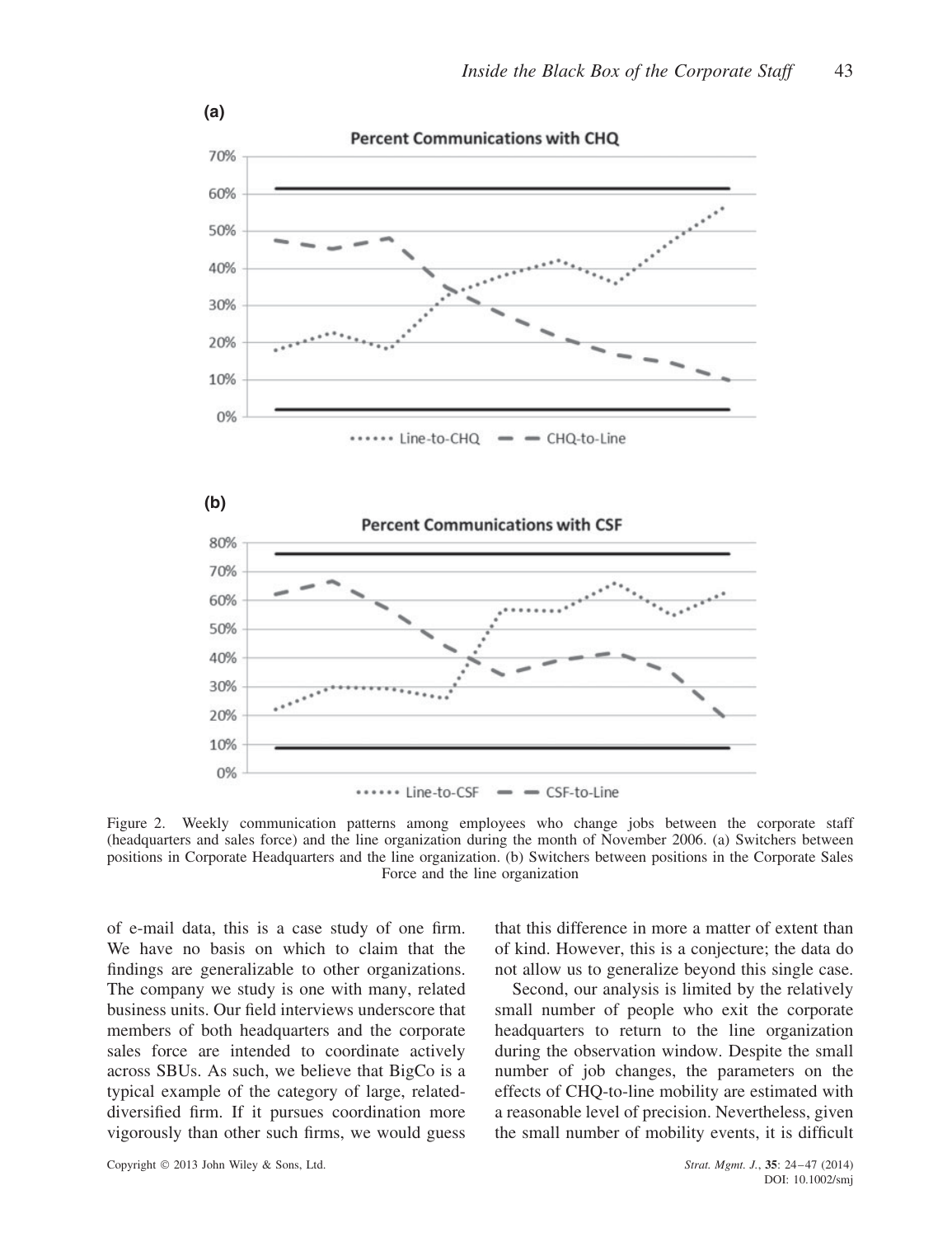Figure 2. Weekly communication patterns among employees who change jobs between the corporate staff (headquarters and sales force) and the line organization during the month of November 2006. (a) Switchers between positions in Corporate Headquarters and the line organization. (b) Switchers between positions in the Corporate Sales Force and the line organization

of e-mail data, this is a case study of one firm. We have no basis on which to claim that the findings are generalizable to other organizations. The company we study is one with many, related business units. Our field interviews underscore that members of both headquarters and the corporate sales force are intended to coordinate actively across SBUs. As such, we believe that BigCo is a typical example of the category of large, related-diversified firm. If it pursues coordination more vigorously than other such firms, we would guess that this difference in more a matter of extent than of kind. However, this is a conjecture; the data do not allow us to generalize beyond this single case.

Second, our analysis is limited by the relatively small number of people who exit the corporate headquarters to return to the line organization during the observation window. Despite the small number of job changes, the parameters on the effects of CHQ-to-line mobility are estimated with a reasonable level of precision. Nevertheless, given the small number of mobility events, it is difficult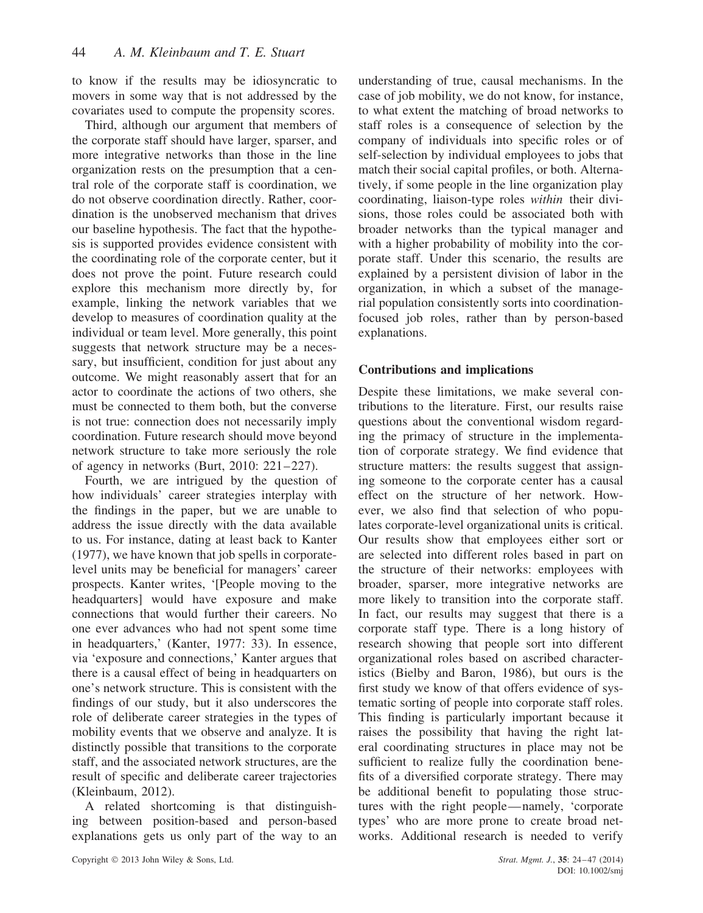to know if the results may be idiosyncratic to movers in some way that is not addressed by the covariates used to compute the propensity scores.

Third, although our argument that members of the corporate staff should have larger, sparser, and more integrative networks than those in the line organization rests on the presumption that a central role of the corporate staff is coordination, we do not observe coordination directly. Rather, coordination is the unobserved mechanism that drives our baseline hypothesis. The fact that the hypothesis is supported provides evidence consistent with the coordinating role of the corporate center, but it does not prove the point. Future research could explore this mechanism more directly by, for example, linking the network variables that we develop to measures of coordination quality at the individual or team level. More generally, this point suggests that network structure may be a necessary, but insufficient, condition for just about any outcome. We might reasonably assert that for an actor to coordinate the actions of two others, she must be connected to them both, but the converse is not true: connection does not necessarily imply coordination. Future research should move beyond network structure to take more seriously the role of agency in networks (Burt, 2010: 221–227).

Fourth, we are intrigued by the question of how individuals' career strategies interplay with the findings in the paper, but we are unable to address the issue directly with the data available to us. For instance, dating at least back to Kanter (1977), we have known that job spells in corporate-level units may be beneficial for managers' career prospects. Kanter writes, '[People moving to the headquarters] would have exposure and make connections that would further their careers. No one ever advances who had not spent some time in headquarters,' (Kanter, 1977: 33). In essence, via 'exposure and connections,' Kanter argues that there is a causal effect of being in headquarters on one's network structure. This is consistent with the findings of our study, but it also underscores the role of deliberate career strategies in the types of mobility events that we observe and analyze. It is distinctly possible that transitions to the corporate staff, and the associated network structures, are the result of specific and deliberate career trajectories (Kleinbaum, 2012).

A related shortcoming is that distinguishing between position-based and person-based explanations gets us only part of the way to an understanding of true, causal mechanisms. In the case of job mobility, we do not know, for instance, to what extent the matching of broad networks to staff roles is a consequence of selection by the company of individuals into specific roles or of self-selection by individual employees to jobs that match their social capital profiles, or both. Alternatively, if some people in the line organization play coordinating, liaison-type roles *within* their divisions, those roles could be associated both with broader networks than the typical manager and with a higher probability of mobility into the corporate staff. Under this scenario, the results are explained by a persistent division of labor in the organization, in which a subset of the managerial population consistently sorts into coordination-focused job roles, rather than by person-based explanations.

### Contributions and implications

Despite these limitations, we make several contributions to the literature. First, our results raise questions about the conventional wisdom regarding the primacy of structure in the implementation of corporate strategy. We find evidence that structure matters: the results suggest that assigning someone to the corporate center has a causal effect on the structure of her network. However, we also find that selection of who populates corporate-level organizational units is critical. Our results show that employees either sort or are selected into different roles based in part on the structure of their networks: employees with broader, sparser, more integrative networks are more likely to transition into the corporate staff. In fact, our results may suggest that there is a corporate staff type. There is a long history of research showing that people sort into different organizational roles based on ascribed characteristics (Bielby and Baron, 1986), but ours is the first study we know of that offers evidence of systematic sorting of people into corporate staff roles. This finding is particularly important because it raises the possibility that having the right lateral coordinating structures in place may not be sufficient to realize fully the coordination benefits of a diversified corporate strategy. There may be additional benefit to populating those structures with the right people—namely, 'corporate types' who are more prone to create broad networks. Additional research is needed to verify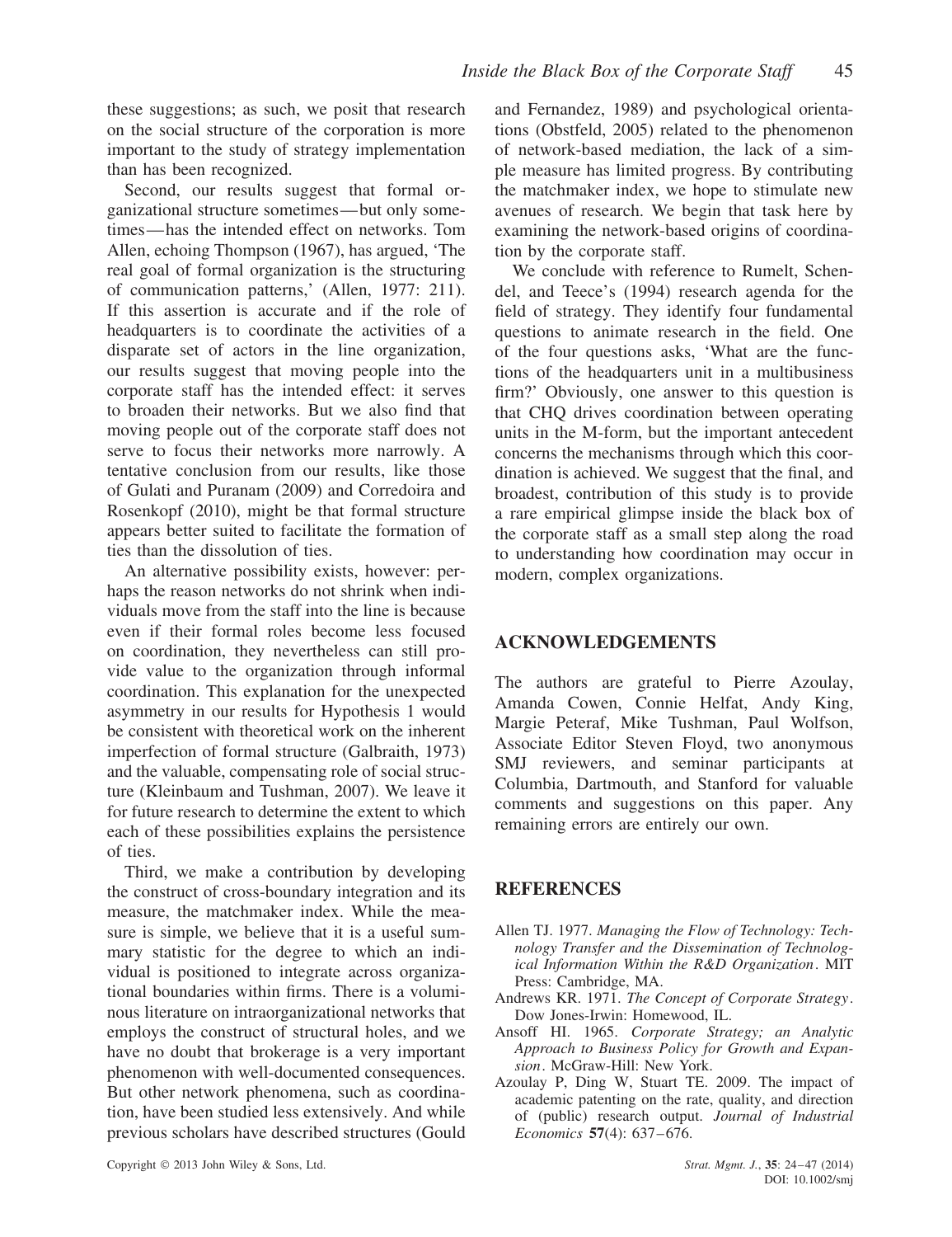these suggestions; as such, we posit that research on the social structure of the corporation is more important to the study of strategy implementation than has been recognized.

Second, our results suggest that formal organizational structure sometimes—but only sometimes—has the intended effect on networks. Tom Allen, echoing Thompson (1967), has argued, 'The real goal of formal organization is the structuring of communication patterns,' (Allen, 1977: 211). If this assertion is accurate and if the role of headquarters is to coordinate the activities of a disparate set of actors in the line organization, our results suggest that moving people into the corporate staff has the intended effect: it serves to broaden their networks. But we also find that moving people out of the corporate staff does not serve to focus their networks more narrowly. A tentative conclusion from our results, like those of Gulati and Puranam (2009) and Corredoira and Rosenkopf (2010), might be that formal structure appears better suited to facilitate the formation of ties than the dissolution of ties.

An alternative possibility exists, however: perhaps the reason networks do not shrink when individuals move from the staff into the line is because even if their formal roles become less focused on coordination, they nevertheless can still provide value to the organization through informal coordination. This explanation for the unexpected asymmetry in our results for Hypothesis 1 would be consistent with theoretical work on the inherent imperfection of formal structure (Galbraith, 1973) and the valuable, compensating role of social structure (Kleinbaum and Tushman, 2007). We leave it for future research to determine the extent to which each of these possibilities explains the persistence of ties.

Third, we make a contribution by developing the construct of cross-boundary integration and its measure, the matchmaker index. While the measure is simple, we believe that it is a useful summary statistic for the degree to which an individual is positioned to integrate across organizational boundaries within firms. There is a voluminous literature on intraorganizational networks that employs the construct of structural holes, and we have no doubt that brokerage is a very important phenomenon with well-documented consequences. But other network phenomena, such as coordination, have been studied less extensively. And while previous scholars have described structures (Gould and Fernandez, 1989) and psychological orientations (Obstfeld, 2005) related to the phenomenon of network-based mediation, the lack of a simple measure has limited progress. By contributing the matchmaker index, we hope to stimulate new avenues of research. We begin that task here by examining the network-based origins of coordination by the corporate staff.

We conclude with reference to Rumelt, Schendel, and Teece's (1994) research agenda for the field of strategy. They identify four fundamental questions to animate research in the field. One of the four questions asks, 'What are the functions of the headquarters unit in a multibusiness firm?' Obviously, one answer to this question is that CHQ drives coordination between operating units in the M-form, but the important antecedent concerns the mechanisms through which this coordination is achieved. We suggest that the final, and broadest, contribution of this study is to provide a rare empirical glimpse inside the black box of the corporate staff as a small step along the road to understanding how coordination may occur in modern, complex organizations.

## ACKNOWLEDGEMENTS

The authors are grateful to Pierre Azoulay, Amanda Cowen, Connie Helfat, Andy King, Margie Peteraf, Mike Tushman, Paul Wolfson, Associate Editor Steven Floyd, two anonymous SMJ reviewers, and seminar participants at Columbia, Dartmouth, and Stanford for valuable comments and suggestions on this paper. Any remaining errors are entirely our own.

## REFERENCES

Allen TJ. 1977. *Managing the Flow of Technology: Technology Transfer and the Dissemination of Technological Information Within the R&D Organization*. MIT Press: Cambridge, MA.

Andrews KR. 1971. *The Concept of Corporate Strategy*. Dow Jones-Irwin: Homewood, IL.

Ansoff HI. 1965. *Corporate Strategy; an Analytic Approach to Business Policy for Growth and Expansion*. McGraw-Hill: New York.

Azoulay P, Ding W, Stuart TE. 2009. The impact of academic patenting on the rate, quality, and direction of (public) research output. *Journal of Industrial Economics* **57**(4): 637–676.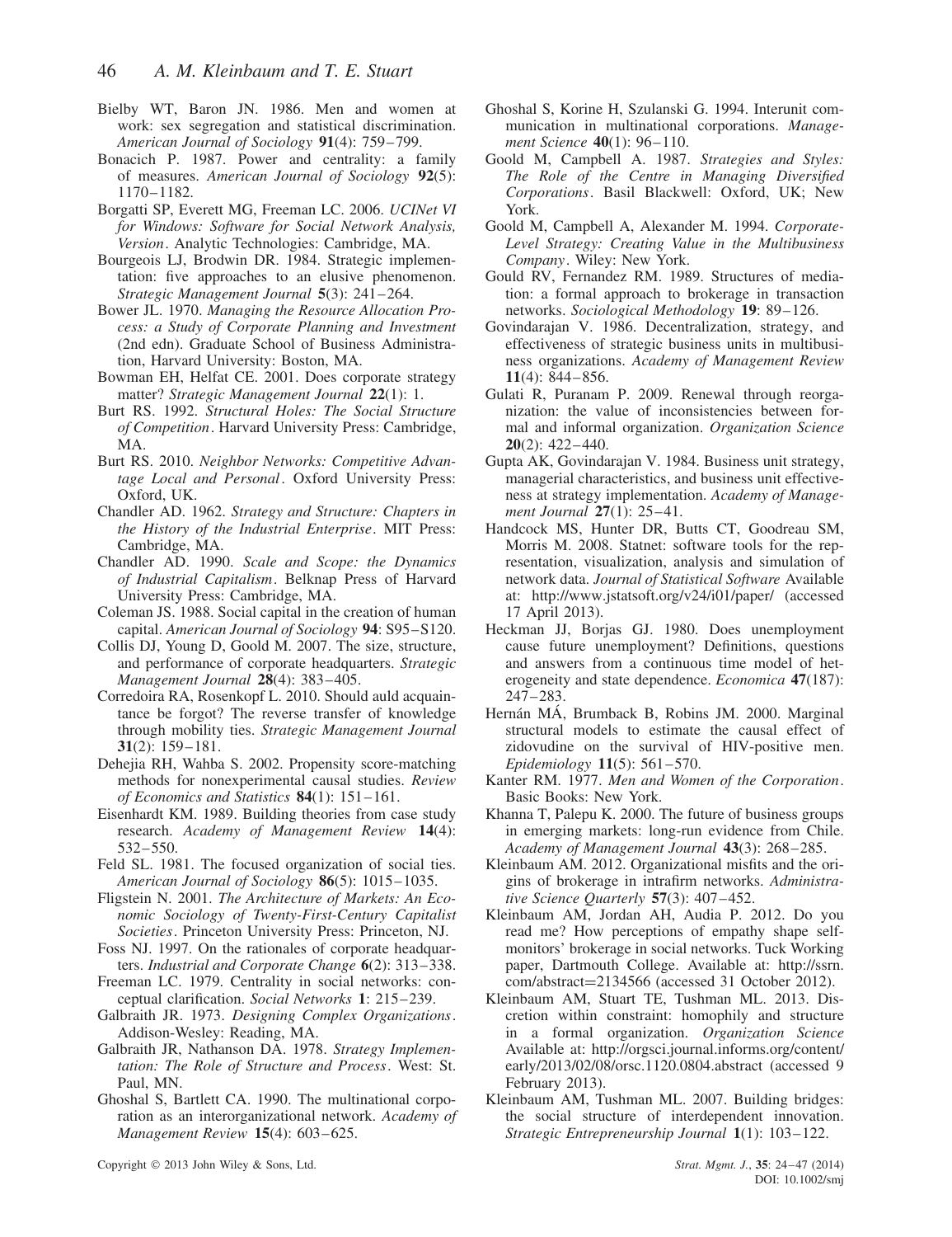Bielby WT, Baron JN. 1986. Men and women at work: sex segregation and statistical discrimination. *American Journal of Sociology* **91**(4): 759–799.

Bonacich P. 1987. Power and centrality: a family of measures. *American Journal of Sociology* **92**(5): 1170–1182.

Borgatti SP, Everett MG, Freeman LC. 2006. *UCINet VI for Windows: Software for Social Network Analysis, Version*. Analytic Technologies: Cambridge, MA.

Bourgeois LJ, Brodwin DR. 1984. Strategic implementation: five approaches to an elusive phenomenon. *Strategic Management Journal* **5**(3): 241–264.

Bower JL. 1970. *Managing the Resource Allocation Process: a Study of Corporate Planning and Investment* (2nd edn). Graduate School of Business Administration, Harvard University: Boston, MA.

Bowman EH, Helfat CE. 2001. Does corporate strategy matter? *Strategic Management Journal* **22**(1): 1.

Burt RS. 1992. *Structural Holes: The Social Structure of Competition*. Harvard University Press: Cambridge, MA.

Burt RS. 2010. *Neighbor Networks: Competitive Advantage Local and Personal*. Oxford University Press: Oxford, UK.

Chandler AD. 1962. *Strategy and Structure: Chapters in the History of the Industrial Enterprise*. MIT Press: Cambridge, MA.

Chandler AD. 1990. *Scale and Scope: the Dynamics of Industrial Capitalism*. Belknap Press of Harvard University Press: Cambridge, MA.

Coleman JS. 1988. Social capital in the creation of human capital. *American Journal of Sociology* **94**: S95–S120.

Collis DJ, Young D, Goold M. 2007. The size, structure, and performance of corporate headquarters. *Strategic Management Journal* **28**(4): 383–405.

Corredoira RA, Rosenkopf L. 2010. Should auld acquaintance be forgot? The reverse transfer of knowledge through mobility ties. *Strategic Management Journal* **31**(2): 159–181.

Dehejia RH, Wahba S. 2002. Propensity score-matching methods for nonexperimental causal studies. *Review of Economics and Statistics* **84**(1): 151–161.

Eisenhardt KM. 1989. Building theories from case study research. *Academy of Management Review* **14**(4): 532–550.

Feld SL. 1981. The focused organization of social ties. *American Journal of Sociology* **86**(5): 1015–1035.

Fligstein N. 2001. *The Architecture of Markets: An Economic Sociology of Twenty-First-Century Capitalist Societies*. Princeton University Press: Princeton, NJ.

Foss NJ. 1997. On the rationales of corporate headquarters. *Industrial and Corporate Change* **6**(2): 313–338.

Freeman LC. 1979. Centrality in social networks: conceptual clarification. *Social Networks* **1**: 215–239.

Galbraith JR. 1973. *Designing Complex Organizations*. Addison-Wesley: Reading, MA.

Galbraith JR, Nathanson DA. 1978. *Strategy Implementation: The Role of Structure and Process*. West: St. Paul, MN.

Ghoshal S, Bartlett CA. 1990. The multinational corporation as an interorganizational network. *Academy of Management Review* **15**(4): 603–625.

Ghoshal S, Korine H, Szulanski G. 1994. Interunit communication in multinational corporations. *Management Science* **40**(1): 96–110.

Goold M, Campbell A. 1987. *Strategies and Styles: The Role of the Centre in Managing Diversified Corporations*. Basil Blackwell: Oxford, UK; New York.

Goold M, Campbell A, Alexander M. 1994. *Corporate-Level Strategy: Creating Value in the Multibusiness Company*. Wiley: New York.

Gould RV, Fernandez RM. 1989. Structures of mediation: a formal approach to brokerage in transaction networks. *Sociological Methodology* **19**: 89–126.

Govindarajan V. 1986. Decentralization, strategy, and effectiveness of strategic business units in multibusiness organizations. *Academy of Management Review* **11**(4): 844–856.

Gulati R, Puranam P. 2009. Renewal through reorganization: the value of inconsistencies between formal and informal organization. *Organization Science* **20**(2): 422–440.

Gupta AK, Govindarajan V. 1984. Business unit strategy, managerial characteristics, and business unit effectiveness at strategy implementation. *Academy of Management Journal* **27**(1): 25–41.

Handcock MS, Hunter DR, Butts CT, Goodreau SM, Morris M. 2008. Statnet: software tools for the representation, visualization, analysis and simulation of network data. *Journal of Statistical Software* Available at: http://www.jstatsoft.org/v24/i01/paper/ (accessed 17 April 2013).

Heckman JJ, Borjas GJ. 1980. Does unemployment cause future unemployment? Definitions, questions and answers from a continuous time model of heterogeneity and state dependence. *Economica* **47**(187): 247–283.

Hernán MÁ, Brumback B, Robins JM. 2000. Marginal structural models to estimate the causal effect of zidovudine on the survival of HIV-positive men. *Epidemiology* **11**(5): 561–570.

Kanter RM. 1977. *Men and Women of the Corporation*. Basic Books: New York.

Khanna T, Palepu K. 2000. The future of business groups in emerging markets: long-run evidence from Chile. *Academy of Management Journal* **43**(3): 268–285.

Kleinbaum AM. 2012. Organizational misfits and the origins of brokerage in intrafirm networks. *Administrative Science Quarterly* **57**(3): 407–452.

Kleinbaum AM, Jordan AH, Audia P. 2012. Do you read me? How perceptions of empathy shape self-monitors' brokerage in social networks. Tuck Working paper, Dartmouth College. Available at: http://ssrn.com/abstract=2134566 (accessed 31 October 2012).

Kleinbaum AM, Stuart TE, Tushman ML. 2013. Discretion within constraint: homophily and structure in a formal organization. *Organization Science* Available at: http://orgsci.journal.informs.org/content/early/2013/02/08/orsc.1120.0804.abstract (accessed 9 February 2013).

Kleinbaum AM, Tushman ML. 2007. Building bridges: the social structure of interdependent innovation. *Strategic Entrepreneurship Journal* **1**(1): 103–122.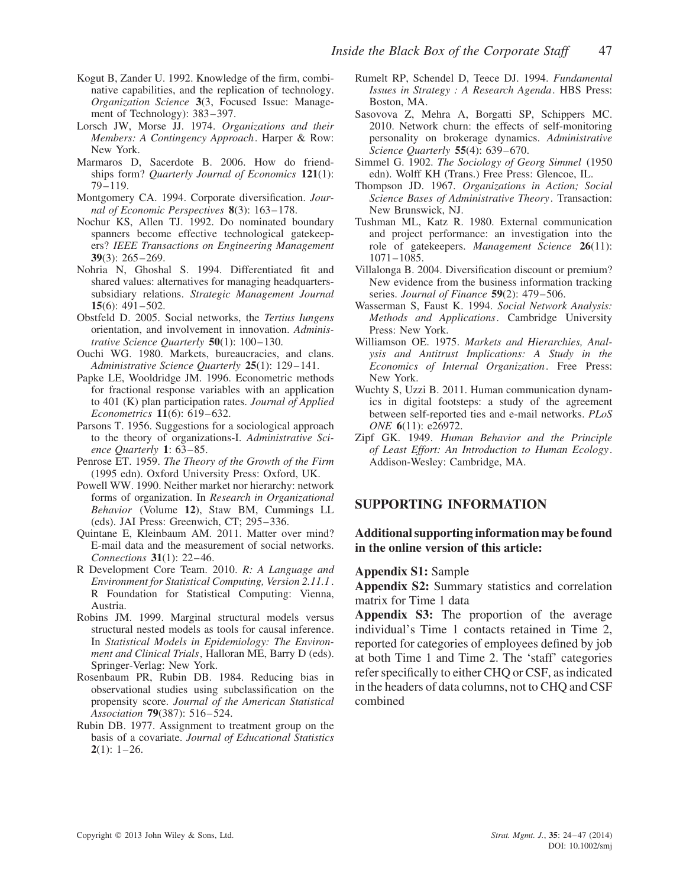Kogut B, Zander U. 1992. Knowledge of the firm, combinative capabilities, and the replication of technology. *Organization Science* **3**(3, Focused Issue: Management of Technology): 383–397.

Lorsch JW, Morse JJ. 1974. *Organizations and their Members: A Contingency Approach*. Harper & Row: New York.

Marmaros D, Sacerdote B. 2006. How do friendships form? *Quarterly Journal of Economics* **121**(1): 79–119.

Montgomery CA. 1994. Corporate diversification. *Journal of Economic Perspectives* **8**(3): 163–178.

Nochur KS, Allen TJ. 1992. Do nominated boundary spanners become effective technological gatekeepers? *IEEE Transactions on Engineering Management* **39**(3): 265–269.

Nohria N, Ghoshal S. 1994. Differentiated fit and shared values: alternatives for managing headquarters-subsidiary relations. *Strategic Management Journal* **15**(6): 491–502.

Obstfeld D. 2005. Social networks, the *Tertius Iungens* orientation, and involvement in innovation. *Administrative Science Quarterly* **50**(1): 100–130.

Ouchi WG. 1980. Markets, bureaucracies, and clans. *Administrative Science Quarterly* **25**(1): 129–141.

Papke LE, Wooldridge JM. 1996. Econometric methods for fractional response variables with an application to 401 (K) plan participation rates. *Journal of Applied Econometrics* **11**(6): 619–632.

Parsons T. 1956. Suggestions for a sociological approach to the theory of organizations-I. *Administrative Science Quarterly* **1**: 63–85.

Penrose ET. 1959. *The Theory of the Growth of the Firm* (1995 edn). Oxford University Press: Oxford, UK.

Powell WW. 1990. Neither market nor hierarchy: network forms of organization. In *Research in Organizational Behavior* (Volume **12**), Staw BM, Cummings LL (eds). JAI Press: Greenwich, CT; 295–336.

Quintane E, Kleinbaum AM. 2011. Matter over mind? E-mail data and the measurement of social networks. *Connections* **31**(1): 22–46.

R Development Core Team. 2010. *R: A Language and Environment for Statistical Computing, Version 2.11.1*. R Foundation for Statistical Computing: Vienna, Austria.

Robins JM. 1999. Marginal structural models versus structural nested models as tools for causal inference. In *Statistical Models in Epidemiology: The Environment and Clinical Trials*, Halloran ME, Barry D (eds). Springer-Verlag: New York.

Rosenbaum PR, Rubin DB. 1984. Reducing bias in observational studies using subclassification on the propensity score. *Journal of the American Statistical Association* **79**(387): 516–524.

Rubin DB. 1977. Assignment to treatment group on the basis of a covariate. *Journal of Educational Statistics* **2**(1): 1–26.

Rumelt RP, Schendel D, Teece DJ. 1994. *Fundamental Issues in Strategy : A Research Agenda*. HBS Press: Boston, MA.

Sasovova Z, Mehra A, Borgatti SP, Schippers MC. 2010. Network churn: the effects of self-monitoring personality on brokerage dynamics. *Administrative Science Quarterly* **55**(4): 639–670.

Simmel G. 1902. *The Sociology of Georg Simmel* (1950 edn). Wolff KH (Trans.) Free Press: Glencoe, IL.

Thompson JD. 1967. *Organizations in Action; Social Science Bases of Administrative Theory*. Transaction: New Brunswick, NJ.

Tushman ML, Katz R. 1980. External communication and project performance: an investigation into the role of gatekeepers. *Management Science* **26**(11): 1071–1085.

Villalonga B. 2004. Diversification discount or premium? New evidence from the business information tracking series. *Journal of Finance* **59**(2): 479–506.

Wasserman S, Faust K. 1994. *Social Network Analysis: Methods and Applications*. Cambridge University Press: New York.

Williamson OE. 1975. *Markets and Hierarchies, Analysis and Antitrust Implications: A Study in the Economics of Internal Organization*. Free Press: New York.

Wuchty S, Uzzi B. 2011. Human communication dynamics in digital footsteps: a study of the agreement between self-reported ties and e-mail networks. *PLoS ONE* **6**(11): e26972.

Zipf GK. 1949. *Human Behavior and the Principle of Least Effort: An Introduction to Human Ecology*. Addison-Wesley: Cambridge, MA.

## SUPPORTING INFORMATION

**Additional supporting information may be found in the online version of this article:**

**Appendix S1:** Sample

**Appendix S2:** Summary statistics and correlation matrix for Time 1 data

**Appendix S3:** The proportion of the average individual's Time 1 contacts retained in Time 2, reported for categories of employees defined by job at both Time 1 and Time 2. The 'staff' categories refer specifically to either CHQ or CSF, as indicated in the headers of data columns, not to CHQ and CSF combined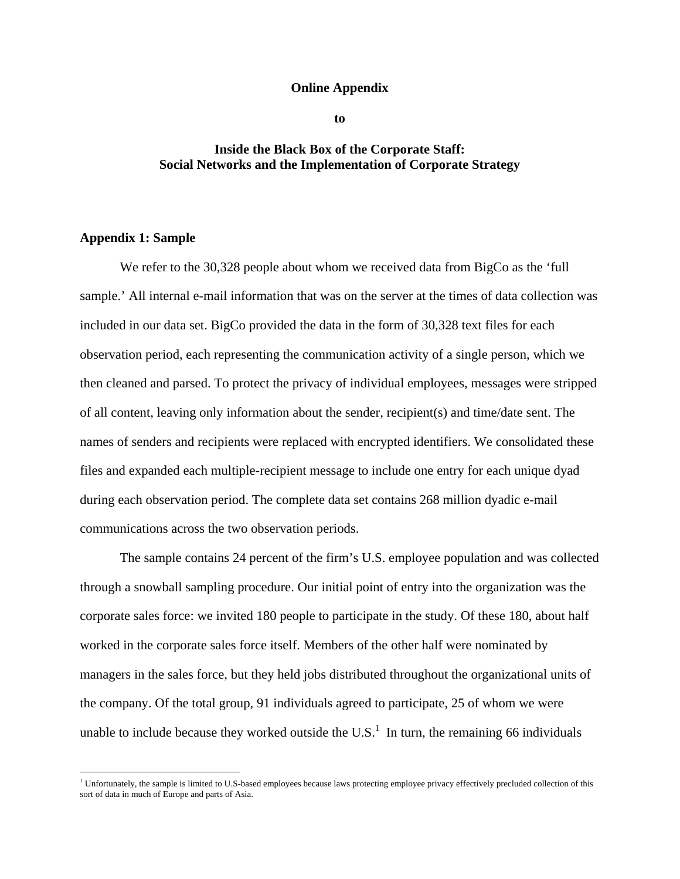# Online Appendix

**to**

## Inside the Black Box of the Corporate Staff: Social Networks and the Implementation of Corporate Strategy

### Appendix 1: Sample

We refer to the 30,328 people about whom we received data from BigCo as the 'full sample.' All internal e-mail information that was on the server at the times of data collection was included in our data set. BigCo provided the data in the form of 30,328 text files for each observation period, each representing the communication activity of a single person, which we then cleaned and parsed. To protect the privacy of individual employees, messages were stripped of all content, leaving only information about the sender, recipient(s) and time/date sent. The names of senders and recipients were replaced with encrypted identifiers. We consolidated these files and expanded each multiple-recipient message to include one entry for each unique dyad during each observation period. The complete data set contains 268 million dyadic e-mail communications across the two observation periods.

The sample contains 24 percent of the firm's U.S. employee population and was collected through a snowball sampling procedure. Our initial point of entry into the organization was the corporate sales force: we invited 180 people to participate in the study. Of these 180, about half worked in the corporate sales force itself. Members of the other half were nominated by managers in the sales force, but they held jobs distributed throughout the organizational units of the company. Of the total group, 91 individuals agreed to participate, 25 of whom we were unable to include because they worked outside the U.S.[1] In turn, the remaining 66 individuals

[1] Unfortunately, the sample is limited to U.S-based employees because laws protecting employee privacy effectively precluded collection of this sort of data in much of Europe and parts of Asia.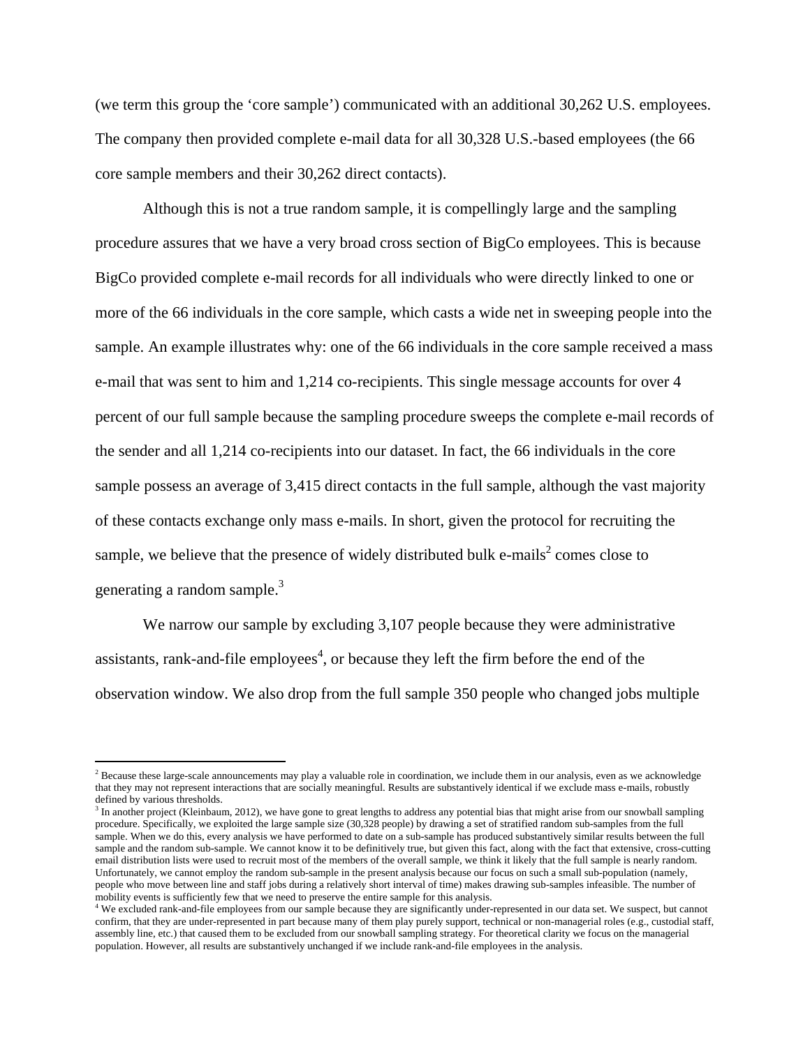(we term this group the 'core sample') communicated with an additional 30,262 U.S. employees. The company then provided complete e-mail data for all 30,328 U.S.-based employees (the 66 core sample members and their 30,262 direct contacts).

Although this is not a true random sample, it is compellingly large and the sampling procedure assures that we have a very broad cross section of BigCo employees. This is because BigCo provided complete e-mail records for all individuals who were directly linked to one or more of the 66 individuals in the core sample, which casts a wide net in sweeping people into the sample. An example illustrates why: one of the 66 individuals in the core sample received a mass e-mail that was sent to him and 1,214 co-recipients. This single message accounts for over 4 percent of our full sample because the sampling procedure sweeps the complete e-mail records of the sender and all 1,214 co-recipients into our dataset. In fact, the 66 individuals in the core sample possess an average of 3,415 direct contacts in the full sample, although the vast majority of these contacts exchange only mass e-mails. In short, given the protocol for recruiting the sample, we believe that the presence of widely distributed bulk e-mails[2] comes close to generating a random sample.[3]

We narrow our sample by excluding 3,107 people because they were administrative assistants, rank-and-file employees[4], or because they left the firm before the end of the observation window. We also drop from the full sample 350 people who changed jobs multiple

---

[2] Because these large-scale announcements may play a valuable role in coordination, we include them in our analysis, even as we acknowledge that they may not represent interactions that are socially meaningful. Results are substantively identical if we exclude mass e-mails, robustly defined by various thresholds.

[3] In another project (Kleinbaum, 2012), we have gone to great lengths to address any potential bias that might arise from our snowball sampling procedure. Specifically, we exploited the large sample size (30,328 people) by drawing a set of stratified random sub-samples from the full sample. When we do this, every analysis we have performed to date on a sub-sample has produced substantively similar results between the full sample and the random sub-sample. We cannot know it to be definitively true, but given this fact, along with the fact that extensive, cross-cutting email distribution lists were used to recruit most of the members of the overall sample, we think it likely that the full sample is nearly random. Unfortunately, we cannot employ the random sub-sample in the present analysis because our focus on such a small sub-population (namely, people who move between line and staff jobs during a relatively short interval of time) makes drawing sub-samples infeasible. The number of mobility events is sufficiently few that we need to preserve the entire sample for this analysis.

[4] We excluded rank-and-file employees from our sample because they are significantly under-represented in our data set. We suspect, but cannot confirm, that they are under-represented in part because many of them play purely support, technical or non-managerial roles (e.g., custodial staff, assembly line, etc.) that caused them to be excluded from our snowball sampling strategy. For theoretical clarity we focus on the managerial population. However, all results are substantively unchanged if we include rank-and-file employees in the analysis.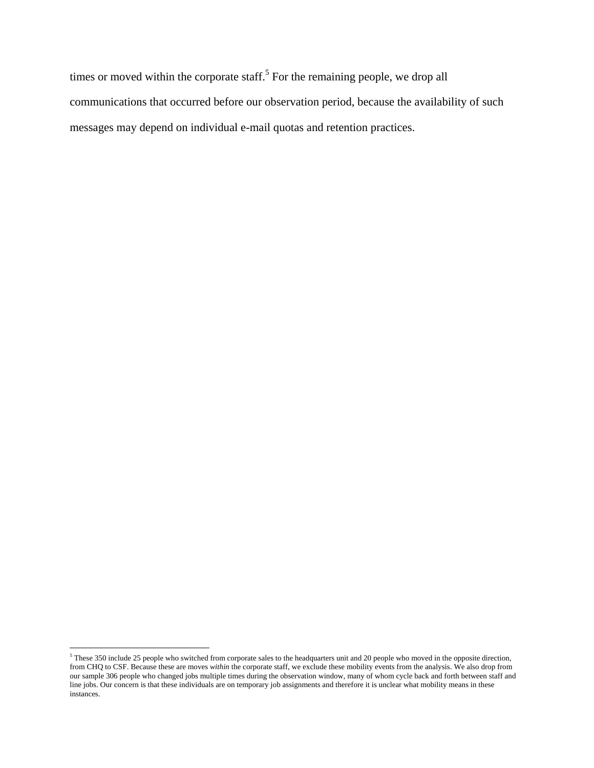times or moved within the corporate staff.[5] For the remaining people, we drop all communications that occurred before our observation period, because the availability of such messages may depend on individual e-mail quotas and retention practices.

---

[5] These 350 include 25 people who switched from corporate sales to the headquarters unit and 20 people who moved in the opposite direction, from CHQ to CSF. Because these are moves *within* the corporate staff, we exclude these mobility events from the analysis. We also drop from our sample 306 people who changed jobs multiple times during the observation window, many of whom cycle back and forth between staff and line jobs. Our concern is that these individuals are on temporary job assignments and therefore it is unclear what mobility means in these instances.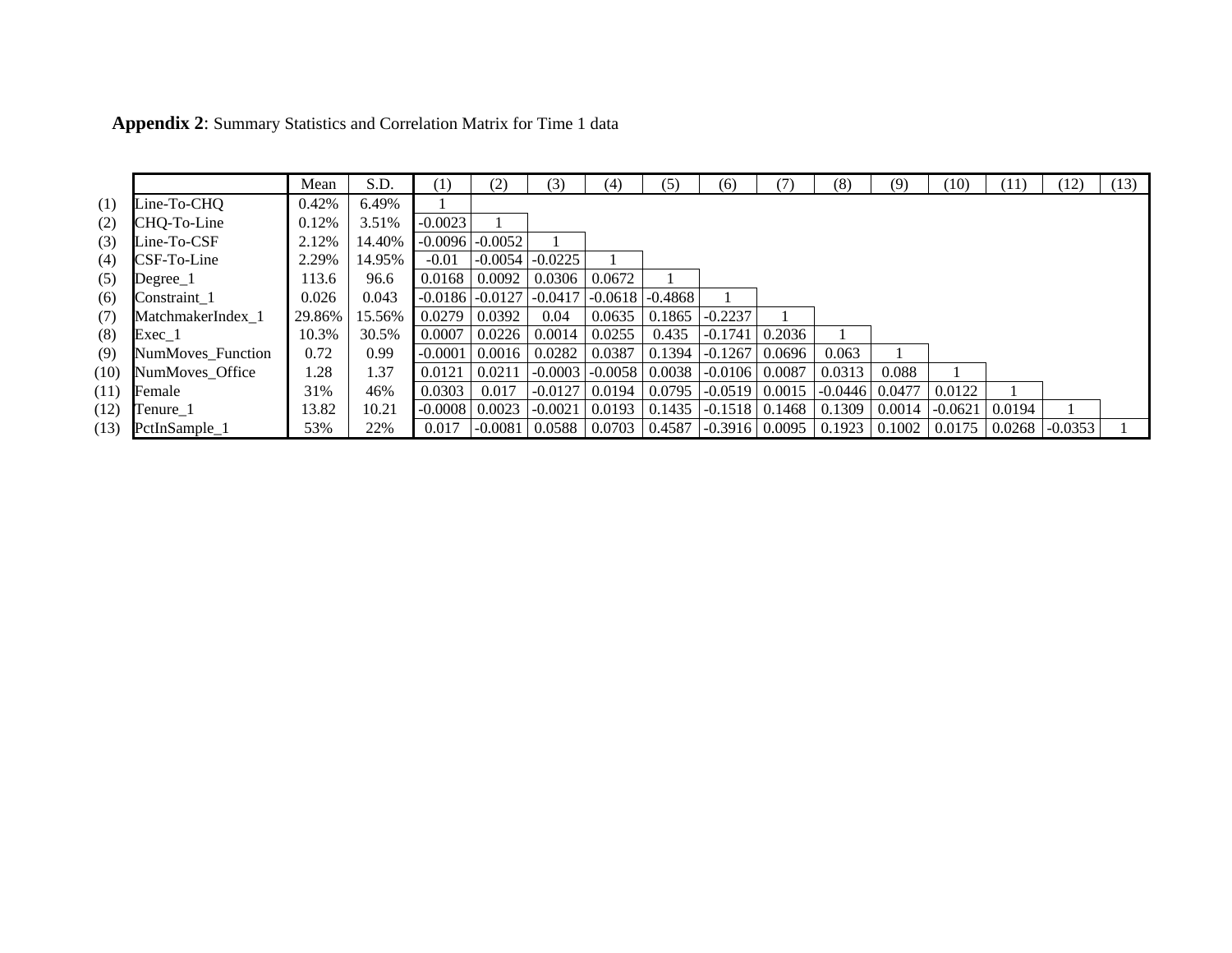**Appendix 2**: Summary Statistics and Correlation Matrix for Time 1 data

| | | Mean | S.D. | (1) | (2) | (3) | (4) | (5) | (6) | (7) | (8) | (9) | (10) | (11) | (12) | (13) |
|---|---|---|---|---|---|---|---|---|---|---|---|---|---|---|---|---|
| (1) | Line-To-CHQ | 0.42% | 6.49% | 1 | | | | | | | | | | | | |
| (2) | CHQ-To-Line | 0.12% | 3.51% | -0.0023 | 1 | | | | | | | | | | | |
| (3) | Line-To-CSF | 2.12% | 14.40% | -0.0096 | -0.0052 | 1 | | | | | | | | | | |
| (4) | CSF-To-Line | 2.29% | 14.95% | -0.01 | -0.0054 | -0.0225 | 1 | | | | | | | | | |
| (5) | Degree_1 | 113.6 | 96.6 | 0.0168 | 0.0092 | 0.0306 | 0.0672 | 1 | | | | | | | | |
| (6) | Constraint_1 | 0.026 | 0.043 | -0.0186 | -0.0127 | -0.0417 | -0.0618 | -0.4868 | 1 | | | | | | | |
| (7) | MatchmakerIndex_1 | 29.86% | 15.56% | 0.0279 | 0.0392 | 0.04 | 0.0635 | 0.1865 | -0.2237 | 1 | | | | | | |
| (8) | Exec_1 | 10.3% | 30.5% | 0.0007 | 0.0226 | 0.0014 | 0.0255 | 0.435 | -0.1741 | 0.2036 | 1 | | | | | |
| (9) | NumMoves_Function | 0.72 | 0.99 | -0.0001 | 0.0016 | 0.0282 | 0.0387 | 0.1394 | -0.1267 | 0.0696 | 0.063 | 1 | | | | |
| (10) | NumMoves_Office | 1.28 | 1.37 | 0.0121 | 0.0211 | -0.0003 | -0.0058 | 0.0038 | -0.0106 | 0.0087 | 0.0313 | 0.088 | 1 | | | |
| (11) | Female | 31% | 46% | 0.0303 | 0.017 | -0.0127 | 0.0194 | 0.0795 | -0.0519 | 0.0015 | -0.0446 | 0.0477 | 0.0122 | 1 | | |
| (12) | Tenure_1 | 13.82 | 10.21 | -0.0008 | 0.0023 | -0.0021 | 0.0193 | 0.1435 | -0.1518 | 0.1468 | 0.1309 | 0.0014 | -0.0621 | 0.0194 | 1 | |
| (13) | PctInSample_1 | 53% | 22% | 0.017 | -0.0081 | 0.0588 | 0.0703 | 0.4587 | -0.3916 | 0.0095 | 0.1923 | 0.1002 | 0.0175 | 0.0268 | -0.0353 | 1 |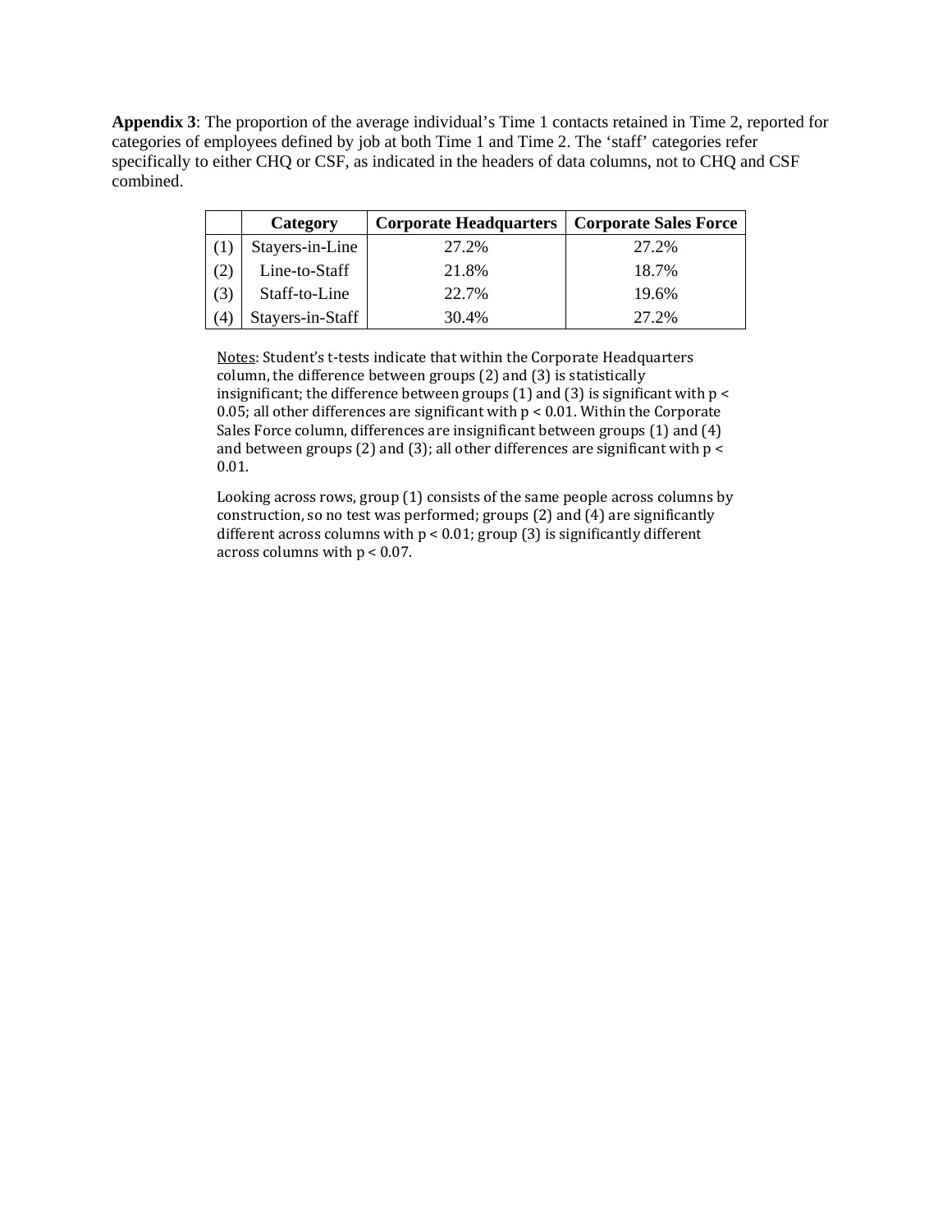**Appendix 3**: The proportion of the average individual's Time 1 contacts retained in Time 2, reported for categories of employees defined by job at both Time 1 and Time 2. The 'staff' categories refer specifically to either CHQ or CSF, as indicated in the headers of data columns, not to CHQ and CSF combined.

| | Category | Corporate Headquarters | Corporate Sales Force |
|---|---|---|---|
| (1) | Stayers-in-Line | 27.2% | 27.2% |
| (2) | Line-to-Staff | 21.8% | 18.7% |
| (3) | Staff-to-Line | 22.7% | 19.6% |
| (4) | Stayers-in-Staff | 30.4% | 27.2% |

Notes: Student's t-tests indicate that within the Corporate Headquarters column, the difference between groups (2) and (3) is statistically insignificant; the difference between groups (1) and (3) is significant with $p < 0.05$; all other differences are significant with $p < 0.01$. Within the Corporate Sales Force column, differences are insignificant between groups (1) and (4) and between groups (2) and (3); all other differences are significant with $p < 0.01$.

Looking across rows, group (1) consists of the same people across columns by construction, so no test was performed; groups (2) and (4) are significantly different across columns with $p < 0.01$; group (3) is significantly different across columns with $p < 0.07$.